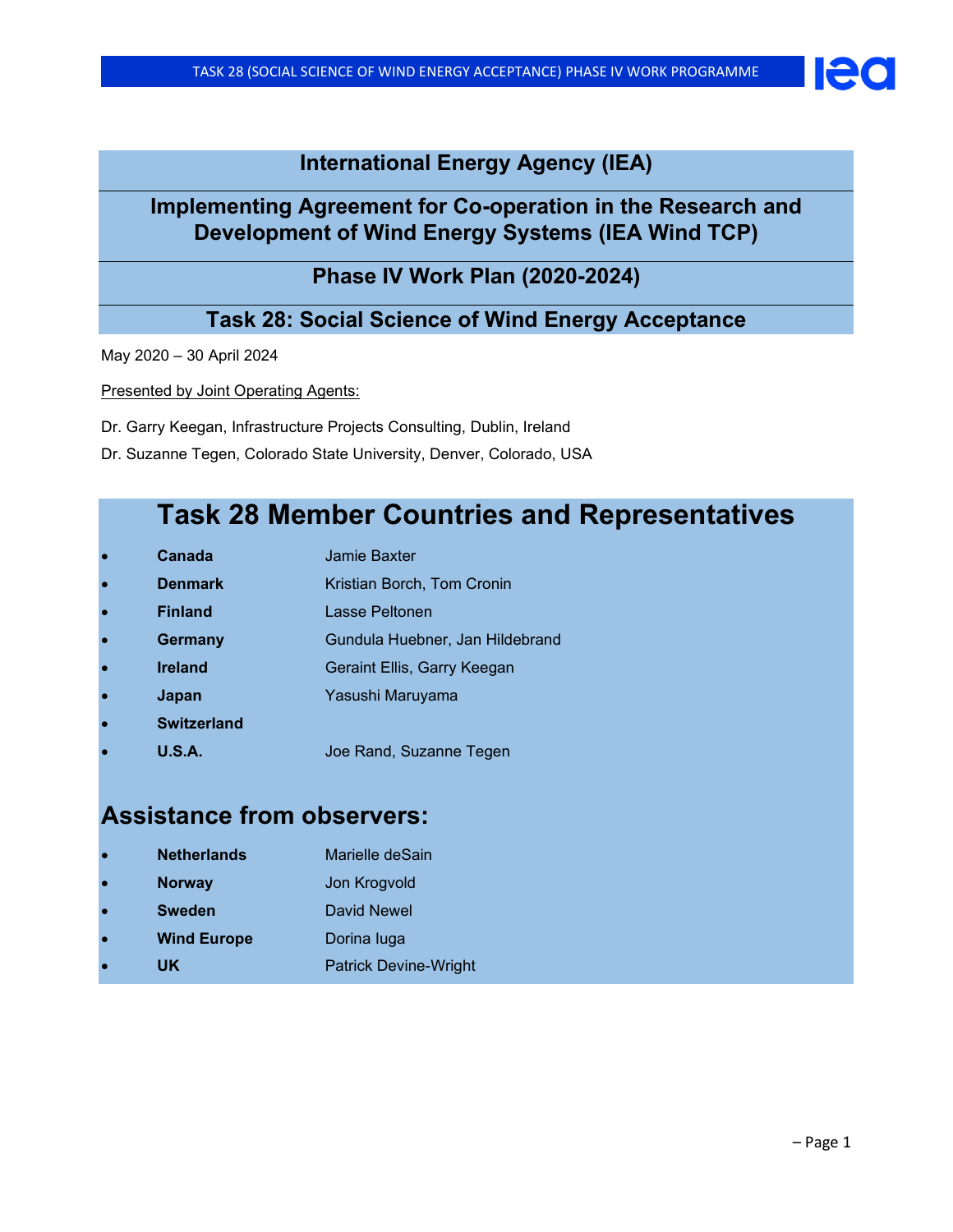# International Energy Agency (IEA)

## Implementing Agreement for Co-operation in the Research and Development of Wind Energy Systems (IEA Wind TCP)

## Phase IV Work Plan (2020-2024)

## Task 28: Social Science of Wind Energy Acceptance

May 2020 – 30 April 2024

Presented by Joint Operating Agents:

Dr. Garry Keegan, Infrastructure Projects Consulting, Dublin, Ireland

Dr. Suzanne Tegen, Colorado State University, Denver, Colorado, USA

# Task 28 Member Countries and Representatives

- **Canada** Jamie Baxter
- **Denmark** Kristian Borch, Tom Cronin
- **Finland** Lasse Peltonen
- **Germany** Gundula Huebner, Jan Hildebrand
- **Ireland** Geraint Ellis, Garry Keegan
- **Japan** Yasushi Maruyama
- **Switzerland**
- **U.S.A.** Joe Rand, Suzanne Tegen

## Assistance from observers:

- **Netherlands** Marielle deSain
- **Norway** Jon Krogvold
- **Sweden** David Newel
- **Wind Europe** Dorina Iuga
- **UK** Patrick Devine-Wright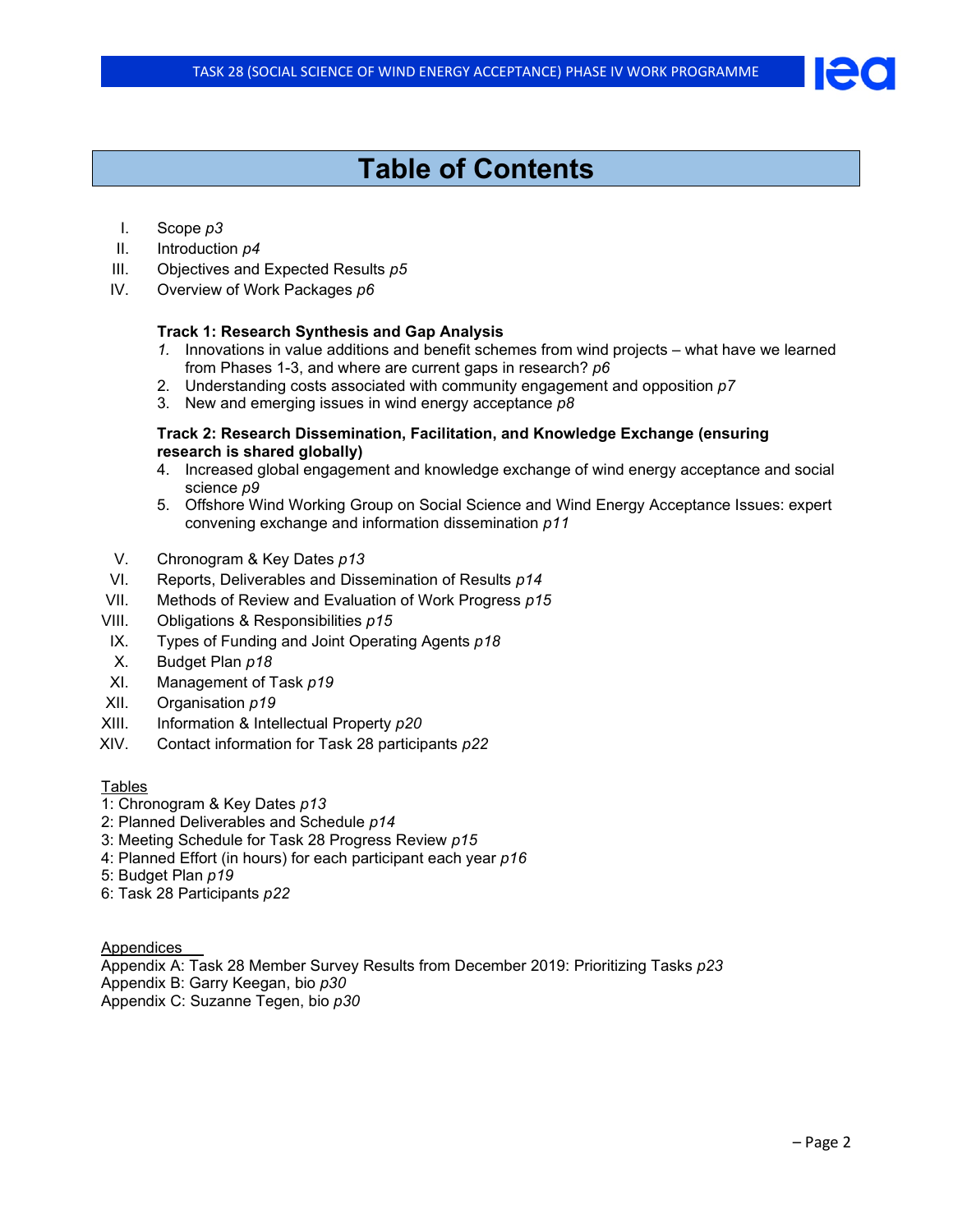# Table of Contents

I. Scope *p3*
II. Introduction *p4*
III. Objectives and Expected Results *p5*
IV. Overview of Work Packages *p6*

**Track 1: Research Synthesis and Gap Analysis**

1. Innovations in value additions and benefit schemes from wind projects – what have we learned from Phases 1-3, and where are current gaps in research? *p6*
2. Understanding costs associated with community engagement and opposition *p7*
3. New and emerging issues in wind energy acceptance *p8*

**Track 2: Research Dissemination, Facilitation, and Knowledge Exchange (ensuring research is shared globally)**

4. Increased global engagement and knowledge exchange of wind energy acceptance and social science *p9*
5. Offshore Wind Working Group on Social Science and Wind Energy Acceptance Issues: expert convening exchange and information dissemination *p11*

V. Chronogram & Key Dates *p13*
VI. Reports, Deliverables and Dissemination of Results *p14*
VII. Methods of Review and Evaluation of Work Progress *p15*
VIII. Obligations & Responsibilities *p15*
IX. Types of Funding and Joint Operating Agents *p18*
X. Budget Plan *p18*
XI. Management of Task *p19*
XII. Organisation *p19*
XIII. Information & Intellectual Property *p20*
XIV. Contact information for Task 28 participants *p22*

Tables
1: Chronogram & Key Dates *p13*
2: Planned Deliverables and Schedule *p14*
3: Meeting Schedule for Task 28 Progress Review *p15*
4: Planned Effort (in hours) for each participant each year *p16*
5: Budget Plan *p19*
6: Task 28 Participants *p22*

Appendices
Appendix A: Task 28 Member Survey Results from December 2019: Prioritizing Tasks *p23*
Appendix B: Garry Keegan, bio *p30*
Appendix C: Suzanne Tegen, bio *p30*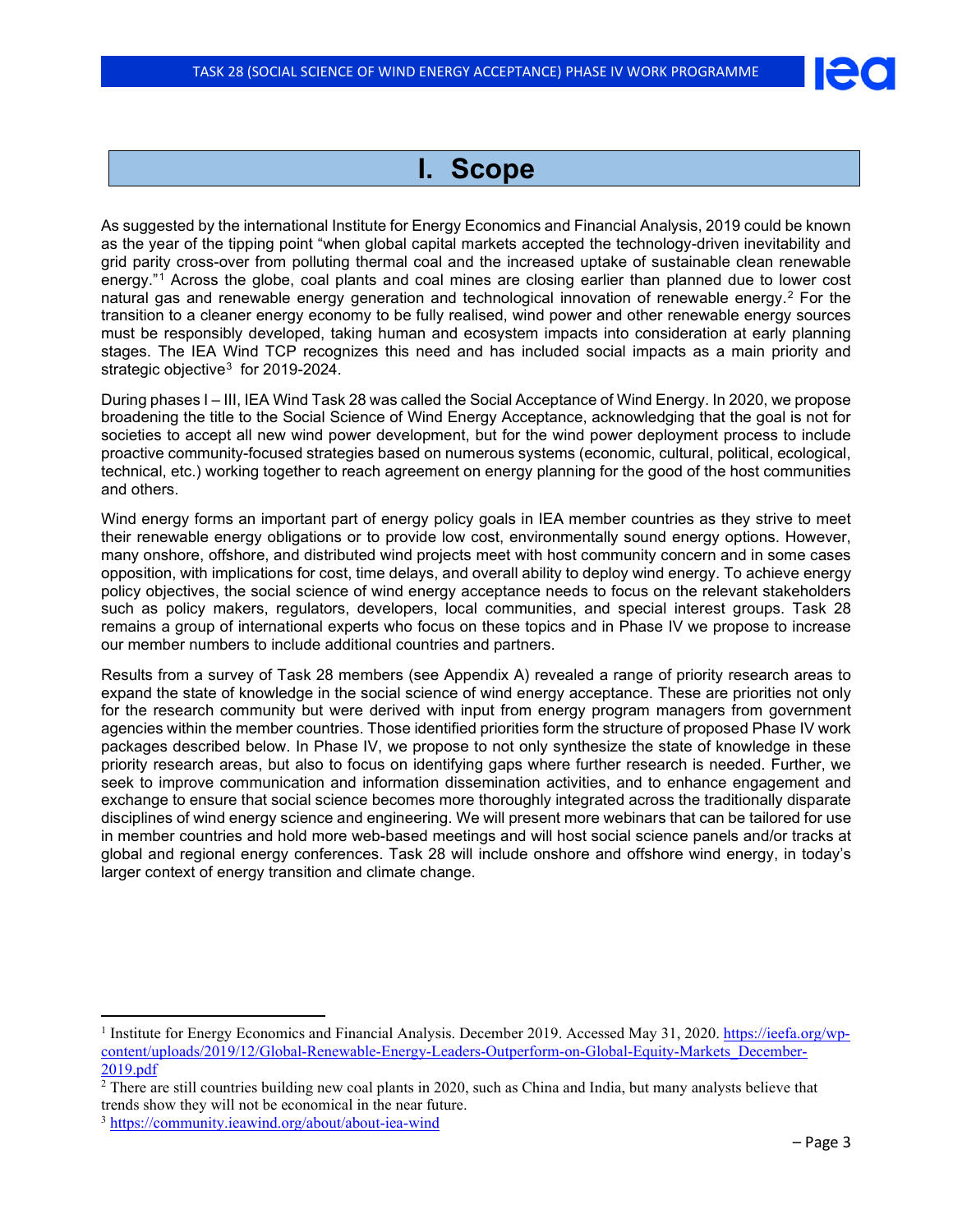# I. Scope

As suggested by the international Institute for Energy Economics and Financial Analysis, 2019 could be known as the year of the tipping point "when global capital markets accepted the technology-driven inevitability and grid parity cross-over from polluting thermal coal and the increased uptake of sustainable clean renewable energy."[1] Across the globe, coal plants and coal mines are closing earlier than planned due to lower cost natural gas and renewable energy generation and technological innovation of renewable energy.[2] For the transition to a cleaner energy economy to be fully realised, wind power and other renewable energy sources must be responsibly developed, taking human and ecosystem impacts into consideration at early planning stages. The IEA Wind TCP recognizes this need and has included social impacts as a main priority and strategic objective[3] for 2019-2024.

During phases I – III, IEA Wind Task 28 was called the Social Acceptance of Wind Energy. In 2020, we propose broadening the title to the Social Science of Wind Energy Acceptance, acknowledging that the goal is not for societies to accept all new wind power development, but for the wind power deployment process to include proactive community-focused strategies based on numerous systems (economic, cultural, political, ecological, technical, etc.) working together to reach agreement on energy planning for the good of the host communities and others.

Wind energy forms an important part of energy policy goals in IEA member countries as they strive to meet their renewable energy obligations or to provide low cost, environmentally sound energy options. However, many onshore, offshore, and distributed wind projects meet with host community concern and in some cases opposition, with implications for cost, time delays, and overall ability to deploy wind energy. To achieve energy policy objectives, the social science of wind energy acceptance needs to focus on the relevant stakeholders such as policy makers, regulators, developers, local communities, and special interest groups. Task 28 remains a group of international experts who focus on these topics and in Phase IV we propose to increase our member numbers to include additional countries and partners.

Results from a survey of Task 28 members (see Appendix A) revealed a range of priority research areas to expand the state of knowledge in the social science of wind energy acceptance. These are priorities not only for the research community but were derived with input from energy program managers from government agencies within the member countries. Those identified priorities form the structure of proposed Phase IV work packages described below. In Phase IV, we propose to not only synthesize the state of knowledge in these priority research areas, but also to focus on identifying gaps where further research is needed. Further, we seek to improve communication and information dissemination activities, and to enhance engagement and exchange to ensure that social science becomes more thoroughly integrated across the traditionally disparate disciplines of wind energy science and engineering. We will present more webinars that can be tailored for use in member countries and hold more web-based meetings and will host social science panels and/or tracks at global and regional energy conferences. Task 28 will include onshore and offshore wind energy, in today's larger context of energy transition and climate change.

---

[1] Institute for Energy Economics and Financial Analysis. December 2019. Accessed May 31, 2020. https://ieefa.org/wp-content/uploads/2019/12/Global-Renewable-Energy-Leaders-Outperform-on-Global-Equity-Markets_December-2019.pdf

[2] There are still countries building new coal plants in 2020, such as China and India, but many analysts believe that trends show they will not be economical in the near future.

[3] https://community.ieawind.org/about/about-iea-wind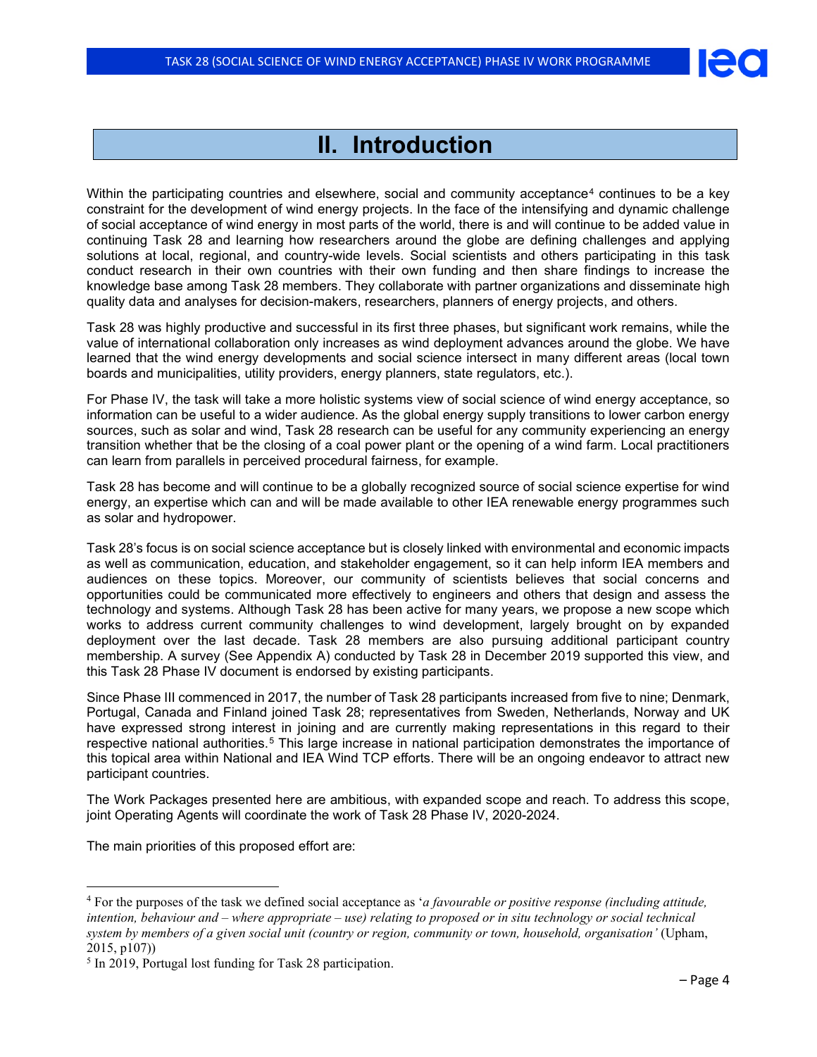# II. Introduction

Within the participating countries and elsewhere, social and community acceptance[4] continues to be a key constraint for the development of wind energy projects. In the face of the intensifying and dynamic challenge of social acceptance of wind energy in most parts of the world, there is and will continue to be added value in continuing Task 28 and learning how researchers around the globe are defining challenges and applying solutions at local, regional, and country-wide levels. Social scientists and others participating in this task conduct research in their own countries with their own funding and then share findings to increase the knowledge base among Task 28 members. They collaborate with partner organizations and disseminate high quality data and analyses for decision-makers, researchers, planners of energy projects, and others.

Task 28 was highly productive and successful in its first three phases, but significant work remains, while the value of international collaboration only increases as wind deployment advances around the globe. We have learned that the wind energy developments and social science intersect in many different areas (local town boards and municipalities, utility providers, energy planners, state regulators, etc.).

For Phase IV, the task will take a more holistic systems view of social science of wind energy acceptance, so information can be useful to a wider audience. As the global energy supply transitions to lower carbon energy sources, such as solar and wind, Task 28 research can be useful for any community experiencing an energy transition whether that be the closing of a coal power plant or the opening of a wind farm. Local practitioners can learn from parallels in perceived procedural fairness, for example.

Task 28 has become and will continue to be a globally recognized source of social science expertise for wind energy, an expertise which can and will be made available to other IEA renewable energy programmes such as solar and hydropower.

Task 28's focus is on social science acceptance but is closely linked with environmental and economic impacts as well as communication, education, and stakeholder engagement, so it can help inform IEA members and audiences on these topics. Moreover, our community of scientists believes that social concerns and opportunities could be communicated more effectively to engineers and others that design and assess the technology and systems. Although Task 28 has been active for many years, we propose a new scope which works to address current community challenges to wind development, largely brought on by expanded deployment over the last decade. Task 28 members are also pursuing additional participant country membership. A survey (See Appendix A) conducted by Task 28 in December 2019 supported this view, and this Task 28 Phase IV document is endorsed by existing participants.

Since Phase III commenced in 2017, the number of Task 28 participants increased from five to nine; Denmark, Portugal, Canada and Finland joined Task 28; representatives from Sweden, Netherlands, Norway and UK have expressed strong interest in joining and are currently making representations in this regard to their respective national authorities.[5] This large increase in national participation demonstrates the importance of this topical area within National and IEA Wind TCP efforts. There will be an ongoing endeavor to attract new participant countries.

The Work Packages presented here are ambitious, with expanded scope and reach. To address this scope, joint Operating Agents will coordinate the work of Task 28 Phase IV, 2020-2024.

The main priorities of this proposed effort are:

---

[4] For the purposes of the task we defined social acceptance as '*a favourable or positive response (including attitude, intention, behaviour and – where appropriate – use) relating to proposed or in situ technology or social technical system by members of a given social unit (country or region, community or town, household, organisation*' (Upham, 2015, p107))

[5] In 2019, Portugal lost funding for Task 28 participation.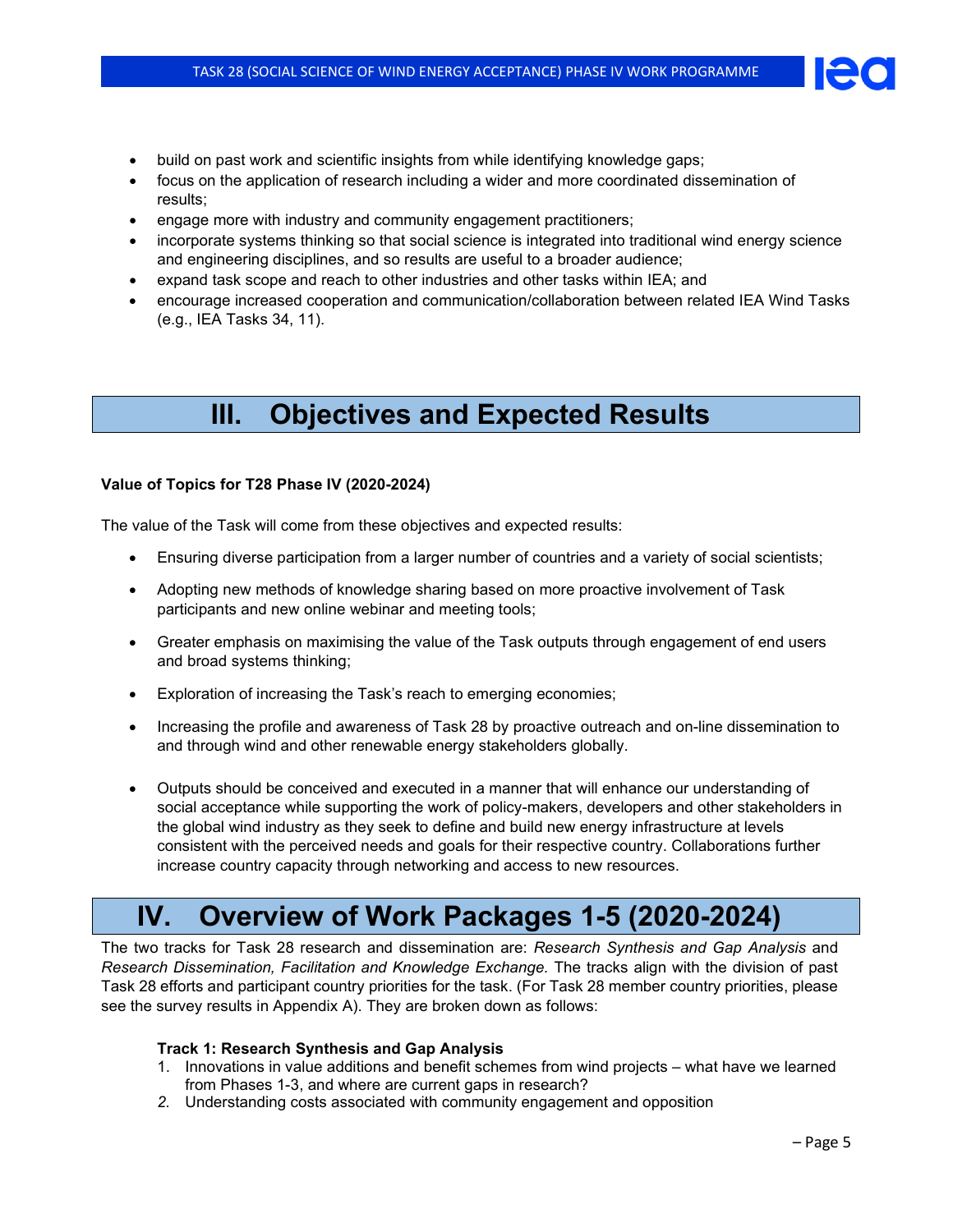- build on past work and scientific insights from while identifying knowledge gaps;
- focus on the application of research including a wider and more coordinated dissemination of results;
- engage more with industry and community engagement practitioners;
- incorporate systems thinking so that social science is integrated into traditional wind energy science and engineering disciplines, and so results are useful to a broader audience;
- expand task scope and reach to other industries and other tasks within IEA; and
- encourage increased cooperation and communication/collaboration between related IEA Wind Tasks (e.g., IEA Tasks 34, 11).

# III. Objectives and Expected Results

**Value of Topics for T28 Phase IV (2020-2024)**

The value of the Task will come from these objectives and expected results:

- Ensuring diverse participation from a larger number of countries and a variety of social scientists;
- Adopting new methods of knowledge sharing based on more proactive involvement of Task participants and new online webinar and meeting tools;
- Greater emphasis on maximising the value of the Task outputs through engagement of end users and broad systems thinking;
- Exploration of increasing the Task's reach to emerging economies;
- Increasing the profile and awareness of Task 28 by proactive outreach and on-line dissemination to and through wind and other renewable energy stakeholders globally.
- Outputs should be conceived and executed in a manner that will enhance our understanding of social acceptance while supporting the work of policy-makers, developers and other stakeholders in the global wind industry as they seek to define and build new energy infrastructure at levels consistent with the perceived needs and goals for their respective country. Collaborations further increase country capacity through networking and access to new resources.

# IV. Overview of Work Packages 1-5 (2020-2024)

The two tracks for Task 28 research and dissemination are: *Research Synthesis and Gap Analysis* and *Research Dissemination, Facilitation and Knowledge Exchange.* The tracks align with the division of past Task 28 efforts and participant country priorities for the task. (For Task 28 member country priorities, please see the survey results in Appendix A). They are broken down as follows:

**Track 1: Research Synthesis and Gap Analysis**

1. Innovations in value additions and benefit schemes from wind projects – what have we learned from Phases 1-3, and where are current gaps in research?
2. Understanding costs associated with community engagement and opposition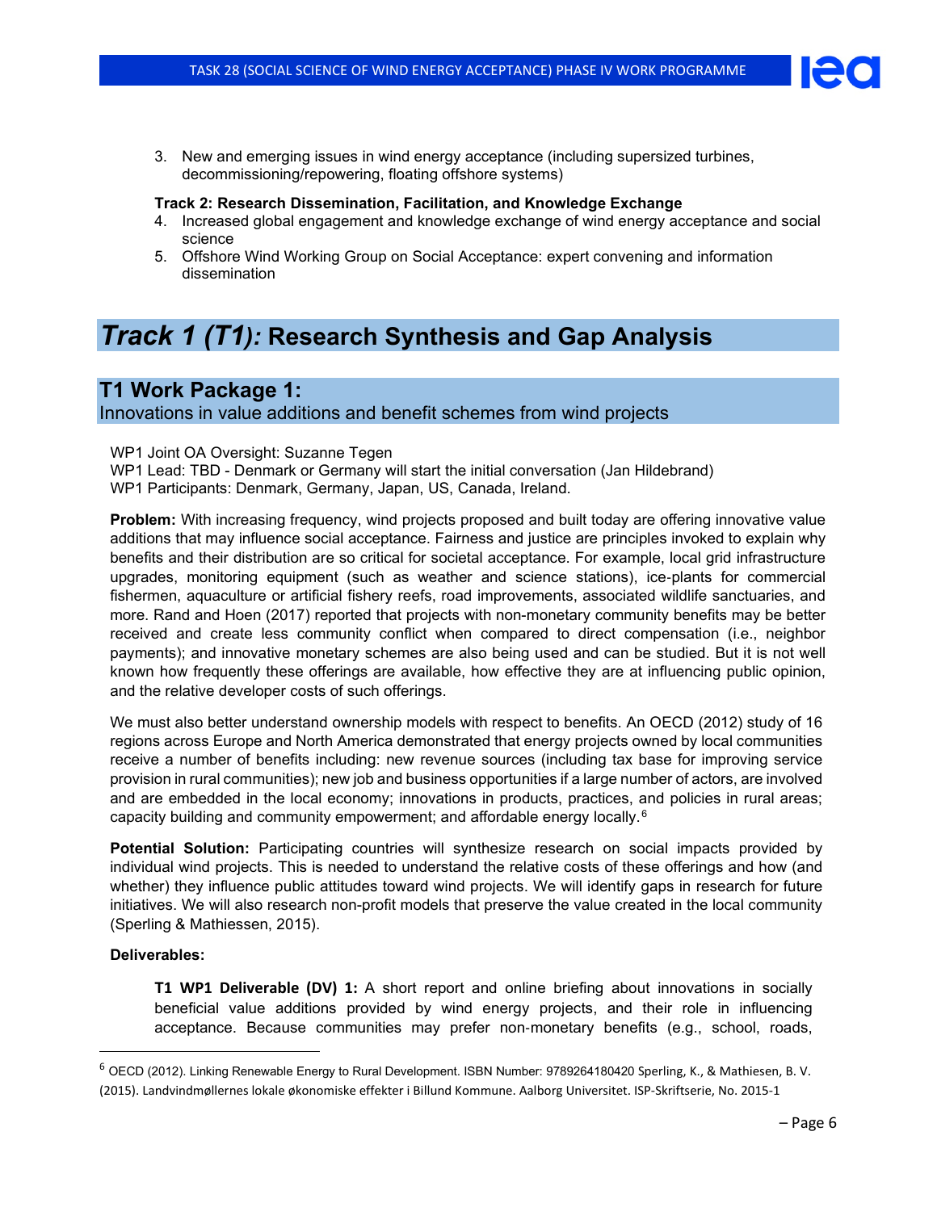3. New and emerging issues in wind energy acceptance (including supersized turbines, decommissioning/repowering, floating offshore systems)

**Track 2: Research Dissemination, Facilitation, and Knowledge Exchange**

4. Increased global engagement and knowledge exchange of wind energy acceptance and social science
5. Offshore Wind Working Group on Social Acceptance: expert convening and information dissemination

# *Track 1 (T1):* Research Synthesis and Gap Analysis

## T1 Work Package 1:
Innovations in value additions and benefit schemes from wind projects

WP1 Joint OA Oversight: Suzanne Tegen
WP1 Lead: TBD - Denmark or Germany will start the initial conversation (Jan Hildebrand)
WP1 Participants: Denmark, Germany, Japan, US, Canada, Ireland.

**Problem:** With increasing frequency, wind projects proposed and built today are offering innovative value additions that may influence social acceptance. Fairness and justice are principles invoked to explain why benefits and their distribution are so critical for societal acceptance. For example, local grid infrastructure upgrades, monitoring equipment (such as weather and science stations), ice-plants for commercial fishermen, aquaculture or artificial fishery reefs, road improvements, associated wildlife sanctuaries, and more. Rand and Hoen (2017) reported that projects with non-monetary community benefits may be better received and create less community conflict when compared to direct compensation (i.e., neighbor payments); and innovative monetary schemes are also being used and can be studied. But it is not well known how frequently these offerings are available, how effective they are at influencing public opinion, and the relative developer costs of such offerings.

We must also better understand ownership models with respect to benefits. An OECD (2012) study of 16 regions across Europe and North America demonstrated that energy projects owned by local communities receive a number of benefits including: new revenue sources (including tax base for improving service provision in rural communities); new job and business opportunities if a large number of actors, are involved and are embedded in the local economy; innovations in products, practices, and policies in rural areas; capacity building and community empowerment; and affordable energy locally.[6]

**Potential Solution:** Participating countries will synthesize research on social impacts provided by individual wind projects. This is needed to understand the relative costs of these offerings and how (and whether) they influence public attitudes toward wind projects. We will identify gaps in research for future initiatives. We will also research non-profit models that preserve the value created in the local community (Sperling & Mathiessen, 2015).

**Deliverables:**

> **T1 WP1 Deliverable (DV) 1:** A short report and online briefing about innovations in socially beneficial value additions provided by wind energy projects, and their role in influencing acceptance. Because communities may prefer non-monetary benefits (e.g., school, roads,

[6] OECD (2012). Linking Renewable Energy to Rural Development. ISBN Number: 9789264180420 Sperling, K., & Mathiesen, B. V. (2015). Landvindmøllernes lokale økonomiske effekter i Billund Kommune. Aalborg Universitet. ISP-Skriftserie, No. 2015-1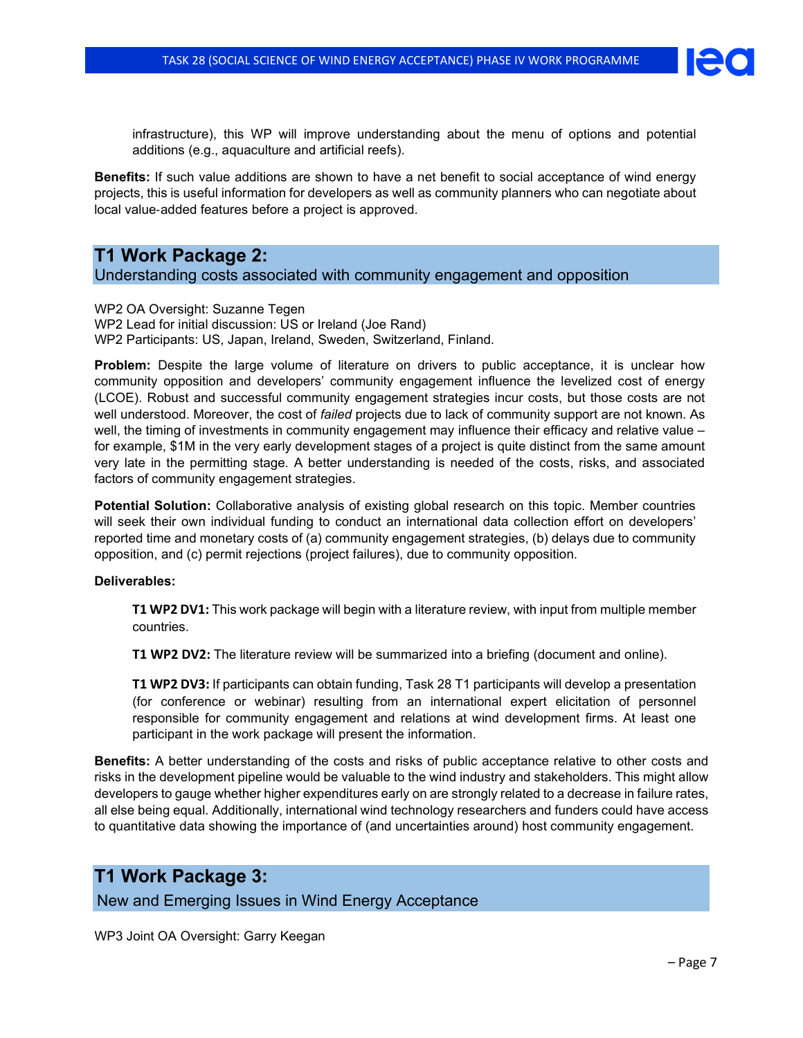infrastructure), this WP will improve understanding about the menu of options and potential additions (e.g., aquaculture and artificial reefs).

**Benefits:** If such value additions are shown to have a net benefit to social acceptance of wind energy projects, this is useful information for developers as well as community planners who can negotiate about local value-added features before a project is approved.

## T1 Work Package 2:
Understanding costs associated with community engagement and opposition

WP2 OA Oversight: Suzanne Tegen
WP2 Lead for initial discussion: US or Ireland (Joe Rand)
WP2 Participants: US, Japan, Ireland, Sweden, Switzerland, Finland.

**Problem:** Despite the large volume of literature on drivers to public acceptance, it is unclear how community opposition and developers' community engagement influence the levelized cost of energy (LCOE). Robust and successful community engagement strategies incur costs, but those costs are not well understood. Moreover, the cost of *failed* projects due to lack of community support are not known. As well, the timing of investments in community engagement may influence their efficacy and relative value – for example, $1M in the very early development stages of a project is quite distinct from the same amount very late in the permitting stage. A better understanding is needed of the costs, risks, and associated factors of community engagement strategies.

**Potential Solution:** Collaborative analysis of existing global research on this topic. Member countries will seek their own individual funding to conduct an international data collection effort on developers' reported time and monetary costs of (a) community engagement strategies, (b) delays due to community opposition, and (c) permit rejections (project failures), due to community opposition.

**Deliverables:**

**T1 WP2 DV1:** This work package will begin with a literature review, with input from multiple member countries.

**T1 WP2 DV2:** The literature review will be summarized into a briefing (document and online).

**T1 WP2 DV3:** If participants can obtain funding, Task 28 T1 participants will develop a presentation (for conference or webinar) resulting from an international expert elicitation of personnel responsible for community engagement and relations at wind development firms. At least one participant in the work package will present the information.

**Benefits:** A better understanding of the costs and risks of public acceptance relative to other costs and risks in the development pipeline would be valuable to the wind industry and stakeholders. This might allow developers to gauge whether higher expenditures early on are strongly related to a decrease in failure rates, all else being equal. Additionally, international wind technology researchers and funders could have access to quantitative data showing the importance of (and uncertainties around) host community engagement.

## T1 Work Package 3:
New and Emerging Issues in Wind Energy Acceptance

WP3 Joint OA Oversight: Garry Keegan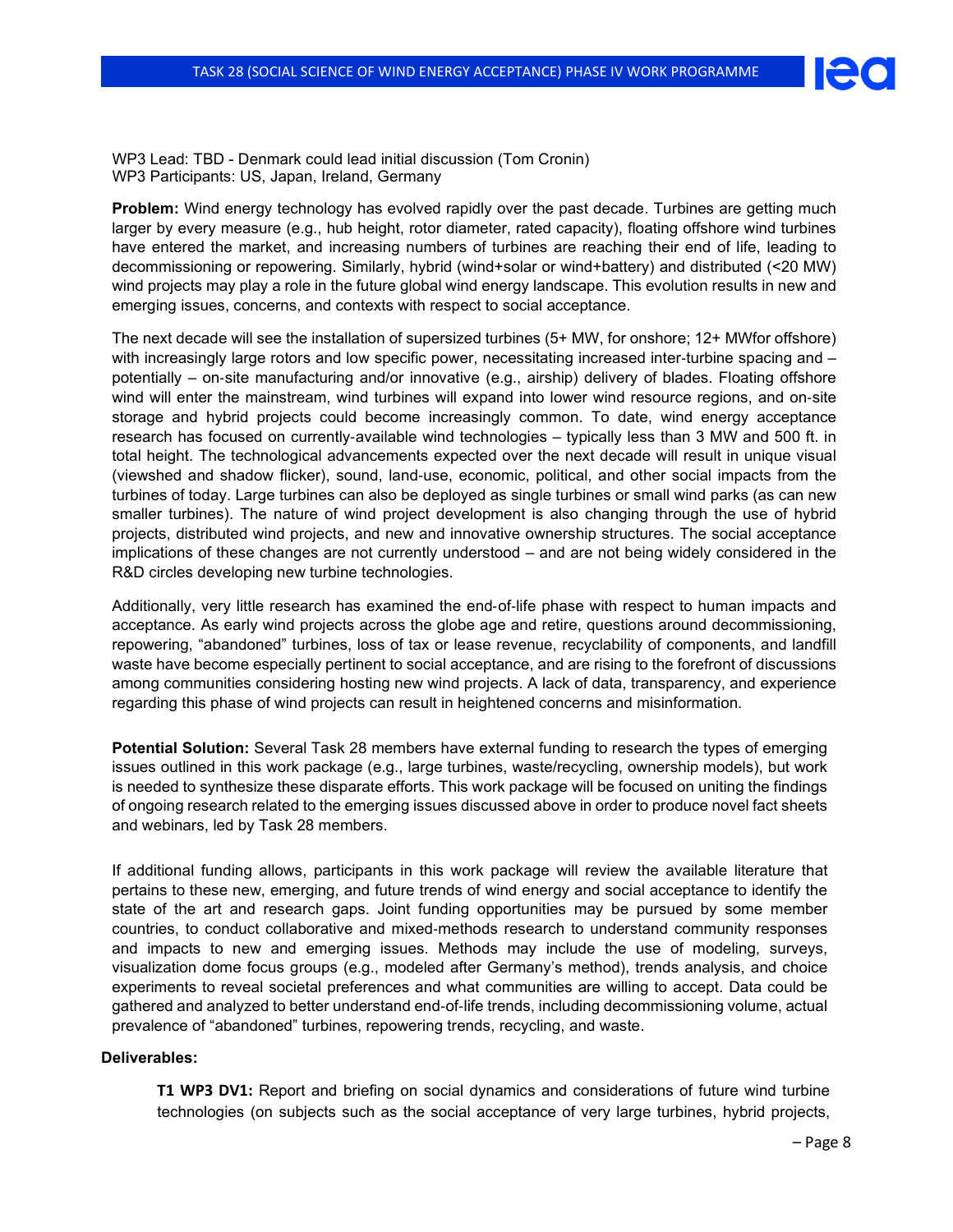WP3 Lead: TBD - Denmark could lead initial discussion (Tom Cronin)
WP3 Participants: US, Japan, Ireland, Germany

**Problem:** Wind energy technology has evolved rapidly over the past decade. Turbines are getting much larger by every measure (e.g., hub height, rotor diameter, rated capacity), floating offshore wind turbines have entered the market, and increasing numbers of turbines are reaching their end of life, leading to decommissioning or repowering. Similarly, hybrid (wind+solar or wind+battery) and distributed (<20 MW) wind projects may play a role in the future global wind energy landscape. This evolution results in new and emerging issues, concerns, and contexts with respect to social acceptance.

The next decade will see the installation of supersized turbines (5+ MW, for onshore; 12+ MWfor offshore) with increasingly large rotors and low specific power, necessitating increased inter-turbine spacing and – potentially – on-site manufacturing and/or innovative (e.g., airship) delivery of blades. Floating offshore wind will enter the mainstream, wind turbines will expand into lower wind resource regions, and on-site storage and hybrid projects could become increasingly common. To date, wind energy acceptance research has focused on currently-available wind technologies – typically less than 3 MW and 500 ft. in total height. The technological advancements expected over the next decade will result in unique visual (viewshed and shadow flicker), sound, land-use, economic, political, and other social impacts from the turbines of today. Large turbines can also be deployed as single turbines or small wind parks (as can new smaller turbines). The nature of wind project development is also changing through the use of hybrid projects, distributed wind projects, and new and innovative ownership structures. The social acceptance implications of these changes are not currently understood – and are not being widely considered in the R&D circles developing new turbine technologies.

Additionally, very little research has examined the end-of-life phase with respect to human impacts and acceptance. As early wind projects across the globe age and retire, questions around decommissioning, repowering, "abandoned" turbines, loss of tax or lease revenue, recyclability of components, and landfill waste have become especially pertinent to social acceptance, and are rising to the forefront of discussions among communities considering hosting new wind projects. A lack of data, transparency, and experience regarding this phase of wind projects can result in heightened concerns and misinformation.

**Potential Solution:** Several Task 28 members have external funding to research the types of emerging issues outlined in this work package (e.g., large turbines, waste/recycling, ownership models), but work is needed to synthesize these disparate efforts. This work package will be focused on uniting the findings of ongoing research related to the emerging issues discussed above in order to produce novel fact sheets and webinars, led by Task 28 members.

If additional funding allows, participants in this work package will review the available literature that pertains to these new, emerging, and future trends of wind energy and social acceptance to identify the state of the art and research gaps. Joint funding opportunities may be pursued by some member countries, to conduct collaborative and mixed-methods research to understand community responses and impacts to new and emerging issues. Methods may include the use of modeling, surveys, visualization dome focus groups (e.g., modeled after Germany's method), trends analysis, and choice experiments to reveal societal preferences and what communities are willing to accept. Data could be gathered and analyzed to better understand end-of-life trends, including decommissioning volume, actual prevalence of "abandoned" turbines, repowering trends, recycling, and waste.

**Deliverables:**

**T1 WP3 DV1:** Report and briefing on social dynamics and considerations of future wind turbine technologies (on subjects such as the social acceptance of very large turbines, hybrid projects,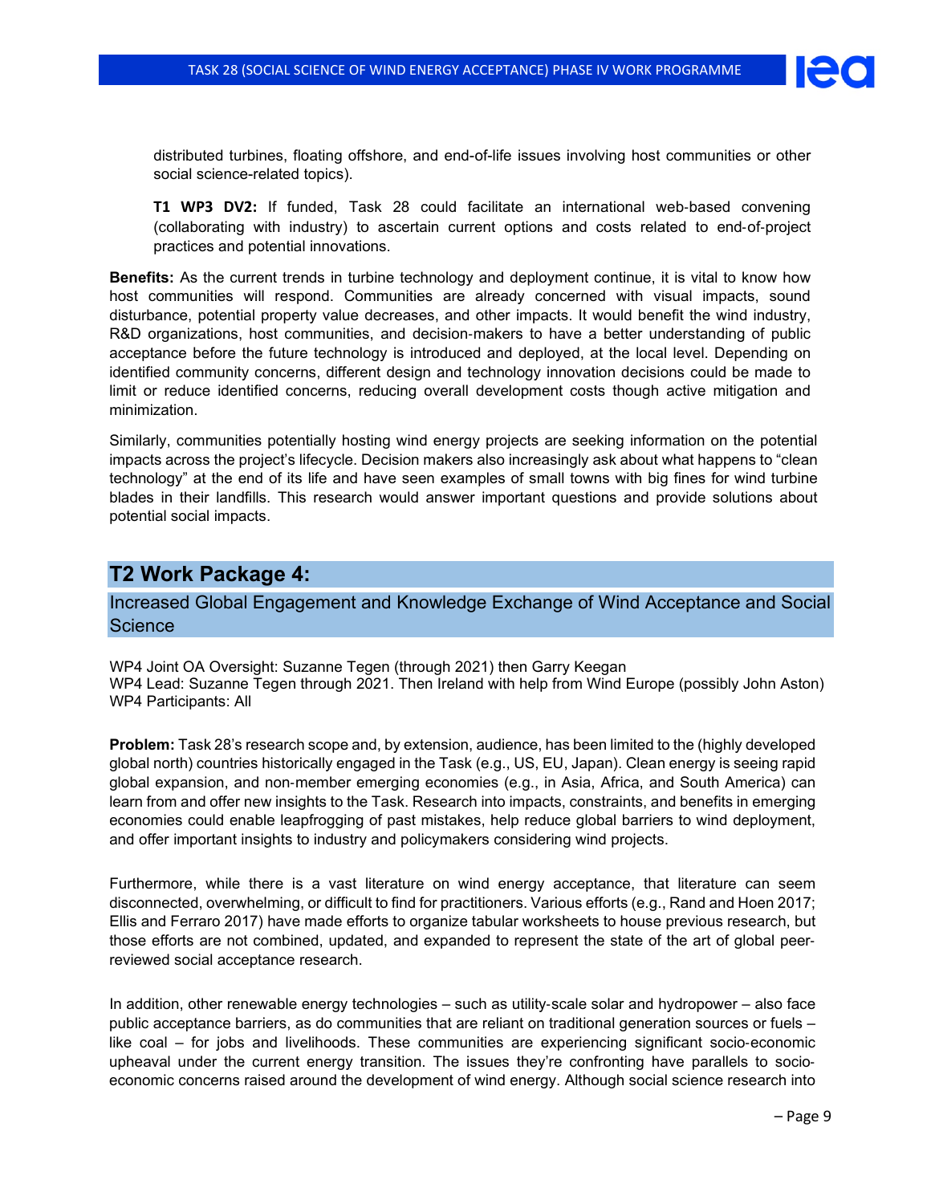distributed turbines, floating offshore, and end-of-life issues involving host communities or other social science-related topics).

**T1 WP3 DV2:** If funded, Task 28 could facilitate an international web-based convening (collaborating with industry) to ascertain current options and costs related to end-of-project practices and potential innovations.

**Benefits:** As the current trends in turbine technology and deployment continue, it is vital to know how host communities will respond. Communities are already concerned with visual impacts, sound disturbance, potential property value decreases, and other impacts. It would benefit the wind industry, R&D organizations, host communities, and decision-makers to have a better understanding of public acceptance before the future technology is introduced and deployed, at the local level. Depending on identified community concerns, different design and technology innovation decisions could be made to limit or reduce identified concerns, reducing overall development costs though active mitigation and minimization.

Similarly, communities potentially hosting wind energy projects are seeking information on the potential impacts across the project's lifecycle. Decision makers also increasingly ask about what happens to "clean technology" at the end of its life and have seen examples of small towns with big fines for wind turbine blades in their landfills. This research would answer important questions and provide solutions about potential social impacts.

## T2 Work Package 4:

### Increased Global Engagement and Knowledge Exchange of Wind Acceptance and Social Science

WP4 Joint OA Oversight: Suzanne Tegen (through 2021) then Garry Keegan
WP4 Lead: Suzanne Tegen through 2021. Then Ireland with help from Wind Europe (possibly John Aston)
WP4 Participants: All

**Problem:** Task 28's research scope and, by extension, audience, has been limited to the (highly developed global north) countries historically engaged in the Task (e.g., US, EU, Japan). Clean energy is seeing rapid global expansion, and non-member emerging economies (e.g., in Asia, Africa, and South America) can learn from and offer new insights to the Task. Research into impacts, constraints, and benefits in emerging economies could enable leapfrogging of past mistakes, help reduce global barriers to wind deployment, and offer important insights to industry and policymakers considering wind projects.

Furthermore, while there is a vast literature on wind energy acceptance, that literature can seem disconnected, overwhelming, or difficult to find for practitioners. Various efforts (e.g., Rand and Hoen 2017; Ellis and Ferraro 2017) have made efforts to organize tabular worksheets to house previous research, but those efforts are not combined, updated, and expanded to represent the state of the art of global peer-reviewed social acceptance research.

In addition, other renewable energy technologies – such as utility-scale solar and hydropower – also face public acceptance barriers, as do communities that are reliant on traditional generation sources or fuels – like coal – for jobs and livelihoods. These communities are experiencing significant socio-economic upheaval under the current energy transition. The issues they're confronting have parallels to socio-economic concerns raised around the development of wind energy. Although social science research into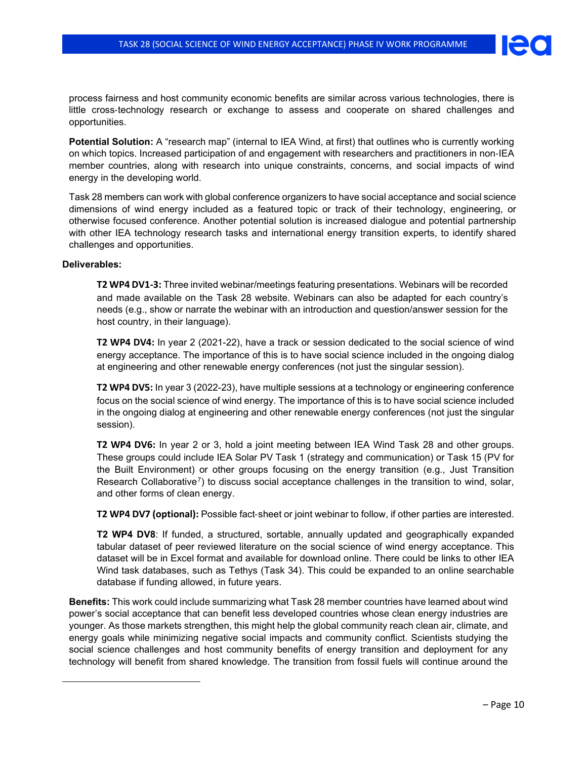process fairness and host community economic benefits are similar across various technologies, there is little cross-technology research or exchange to assess and cooperate on shared challenges and opportunities.

**Potential Solution:** A "research map" (internal to IEA Wind, at first) that outlines who is currently working on which topics. Increased participation of and engagement with researchers and practitioners in non-IEA member countries, along with research into unique constraints, concerns, and social impacts of wind energy in the developing world.

Task 28 members can work with global conference organizers to have social acceptance and social science dimensions of wind energy included as a featured topic or track of their technology, engineering, or otherwise focused conference. Another potential solution is increased dialogue and potential partnership with other IEA technology research tasks and international energy transition experts, to identify shared challenges and opportunities.

**Deliverables:**

**T2 WP4 DV1-3:** Three invited webinar/meetings featuring presentations. Webinars will be recorded and made available on the Task 28 website. Webinars can also be adapted for each country's needs (e.g., show or narrate the webinar with an introduction and question/answer session for the host country, in their language).

**T2 WP4 DV4:** In year 2 (2021-22), have a track or session dedicated to the social science of wind energy acceptance. The importance of this is to have social science included in the ongoing dialog at engineering and other renewable energy conferences (not just the singular session).

**T2 WP4 DV5:** In year 3 (2022-23), have multiple sessions at a technology or engineering conference focus on the social science of wind energy. The importance of this is to have social science included in the ongoing dialog at engineering and other renewable energy conferences (not just the singular session).

**T2 WP4 DV6:** In year 2 or 3, hold a joint meeting between IEA Wind Task 28 and other groups. These groups could include IEA Solar PV Task 1 (strategy and communication) or Task 15 (PV for the Built Environment) or other groups focusing on the energy transition (e.g., Just Transition Research Collaborative[7]) to discuss social acceptance challenges in the transition to wind, solar, and other forms of clean energy.

**T2 WP4 DV7 (optional):** Possible fact-sheet or joint webinar to follow, if other parties are interested.

**T2 WP4 DV8**: If funded, a structured, sortable, annually updated and geographically expanded tabular dataset of peer reviewed literature on the social science of wind energy acceptance. This dataset will be in Excel format and available for download online. There could be links to other IEA Wind task databases, such as Tethys (Task 34). This could be expanded to an online searchable database if funding allowed, in future years.

**Benefits:** This work could include summarizing what Task 28 member countries have learned about wind power's social acceptance that can benefit less developed countries whose clean energy industries are younger. As those markets strengthen, this might help the global community reach clean air, climate, and energy goals while minimizing negative social impacts and community conflict. Scientists studying the social science challenges and host community benefits of energy transition and deployment for any technology will benefit from shared knowledge. The transition from fossil fuels will continue around the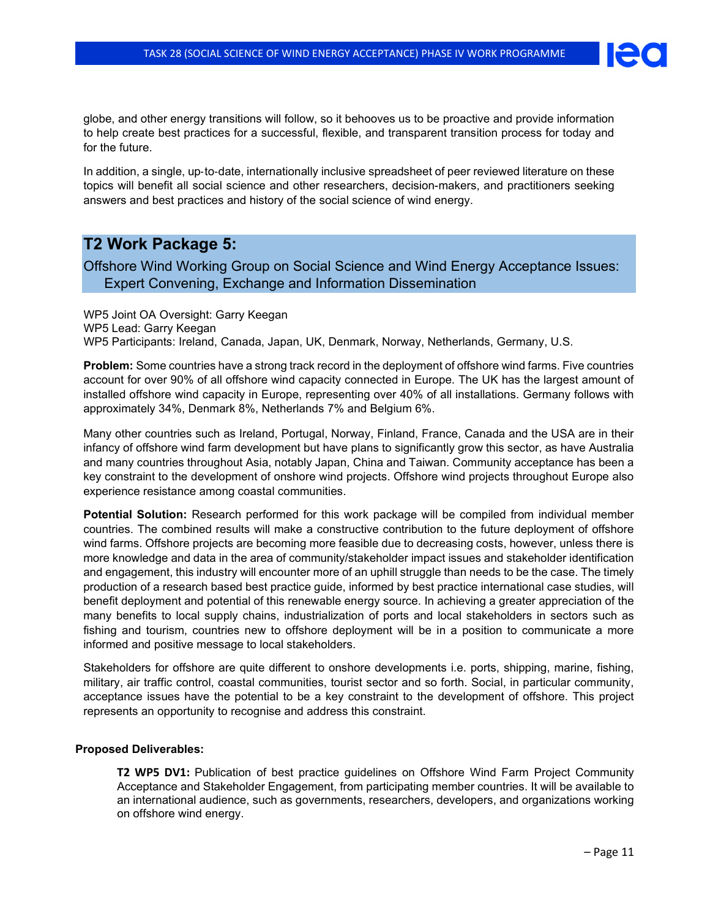globe, and other energy transitions will follow, so it behooves us to be proactive and provide information to help create best practices for a successful, flexible, and transparent transition process for today and for the future.

In addition, a single, up-to-date, internationally inclusive spreadsheet of peer reviewed literature on these topics will benefit all social science and other researchers, decision-makers, and practitioners seeking answers and best practices and history of the social science of wind energy.

## T2 Work Package 5:

### Offshore Wind Working Group on Social Science and Wind Energy Acceptance Issues: Expert Convening, Exchange and Information Dissemination

WP5 Joint OA Oversight: Garry Keegan
WP5 Lead: Garry Keegan
WP5 Participants: Ireland, Canada, Japan, UK, Denmark, Norway, Netherlands, Germany, U.S.

**Problem:** Some countries have a strong track record in the deployment of offshore wind farms. Five countries account for over 90% of all offshore wind capacity connected in Europe. The UK has the largest amount of installed offshore wind capacity in Europe, representing over 40% of all installations. Germany follows with approximately 34%, Denmark 8%, Netherlands 7% and Belgium 6%.

Many other countries such as Ireland, Portugal, Norway, Finland, France, Canada and the USA are in their infancy of offshore wind farm development but have plans to significantly grow this sector, as have Australia and many countries throughout Asia, notably Japan, China and Taiwan. Community acceptance has been a key constraint to the development of onshore wind projects. Offshore wind projects throughout Europe also experience resistance among coastal communities.

**Potential Solution:** Research performed for this work package will be compiled from individual member countries. The combined results will make a constructive contribution to the future deployment of offshore wind farms. Offshore projects are becoming more feasible due to decreasing costs, however, unless there is more knowledge and data in the area of community/stakeholder impact issues and stakeholder identification and engagement, this industry will encounter more of an uphill struggle than needs to be the case. The timely production of a research based best practice guide, informed by best practice international case studies, will benefit deployment and potential of this renewable energy source. In achieving a greater appreciation of the many benefits to local supply chains, industrialization of ports and local stakeholders in sectors such as fishing and tourism, countries new to offshore deployment will be in a position to communicate a more informed and positive message to local stakeholders.

Stakeholders for offshore are quite different to onshore developments i.e. ports, shipping, marine, fishing, military, air traffic control, coastal communities, tourist sector and so forth. Social, in particular community, acceptance issues have the potential to be a key constraint to the development of offshore. This project represents an opportunity to recognise and address this constraint.

**Proposed Deliverables:**

> **T2 WP5 DV1:** Publication of best practice guidelines on Offshore Wind Farm Project Community Acceptance and Stakeholder Engagement, from participating member countries. It will be available to an international audience, such as governments, researchers, developers, and organizations working on offshore wind energy.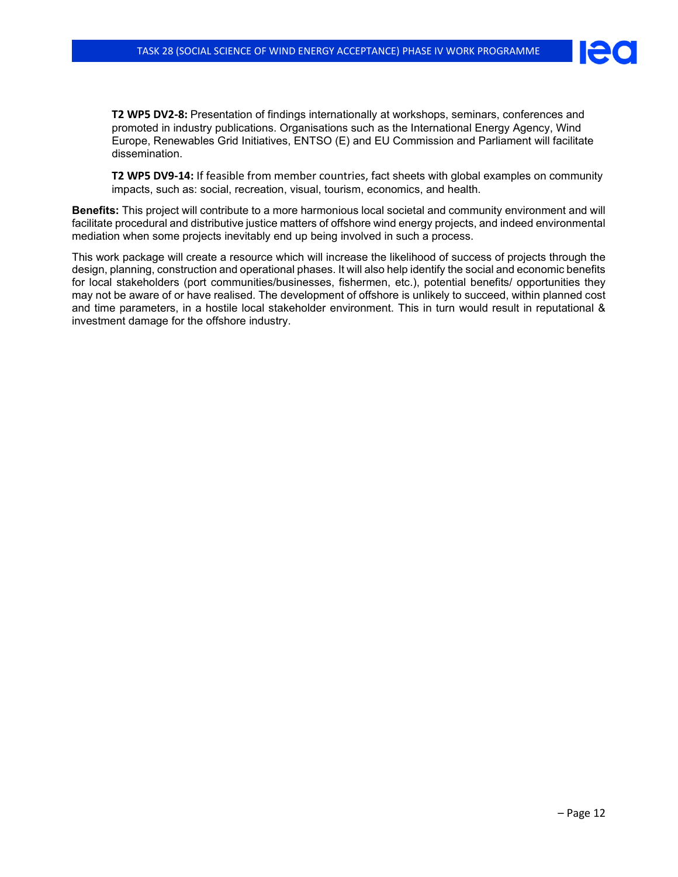**T2 WP5 DV2-8:** Presentation of findings internationally at workshops, seminars, conferences and promoted in industry publications. Organisations such as the International Energy Agency, Wind Europe, Renewables Grid Initiatives, ENTSO (E) and EU Commission and Parliament will facilitate dissemination.

**T2 WP5 DV9-14:** If feasible from member countries, fact sheets with global examples on community impacts, such as: social, recreation, visual, tourism, economics, and health.

**Benefits:** This project will contribute to a more harmonious local societal and community environment and will facilitate procedural and distributive justice matters of offshore wind energy projects, and indeed environmental mediation when some projects inevitably end up being involved in such a process.

This work package will create a resource which will increase the likelihood of success of projects through the design, planning, construction and operational phases. It will also help identify the social and economic benefits for local stakeholders (port communities/businesses, fishermen, etc.), potential benefits/ opportunities they may not be aware of or have realised. The development of offshore is unlikely to succeed, within planned cost and time parameters, in a hostile local stakeholder environment. This in turn would result in reputational & investment damage for the offshore industry.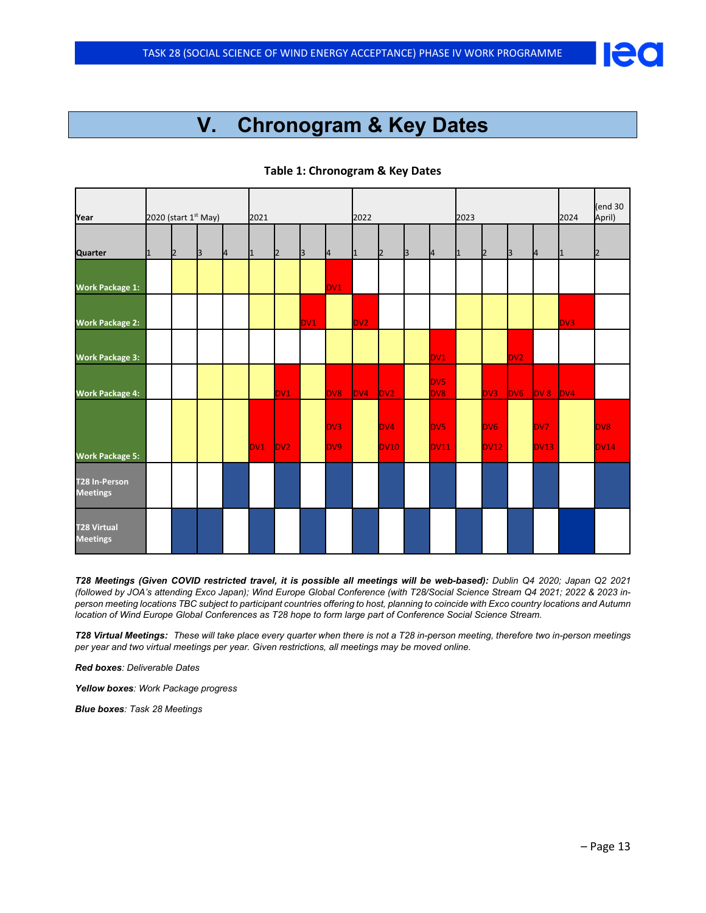# V. Chronogram & Key Dates

**Table 1: Chronogram & Key Dates**

| Year | 2020 (start 1st May) | | | | 2021 | | | | 2022 | | | | 2023 | | | | 2024 | (end 30 April) |
|---|---|---|---|---|---|---|---|---|---|---|---|---|---|---|---|---|---|---|
| Quarter | 1 | 2 | 3 | 4 | 1 | 2 | 3 | 4 | 1 | 2 | 3 | 4 | 1 | 2 | 3 | 4 | 1 | 2 |
| Work Package 1: | | | | | | | | DV1 | | | | | | | | | | |
| Work Package 2: | | | | | | | DV1 | | DV2 | | | | | | | | DV3 | |
| Work Package 3: | | | | | | | | | | | | DV1 | | | DV2 | | | |
| Work Package 4: | | | | | | DV1 | | DV8 | DV4 | DV2 | | DV5 DV8 | | DV3 | DV6 | DV 8 | DV4 | |
| Work Package 5: | | | | | DV1 | DV2 | | DV3 DV9 | | DV4 DV10 | | DV5 DV11 | | DV6 DV12 | | DV7 DV13 | | DV8 DV14 |
| T28 In-Person Meetings | | | | ■ | | ■ | | ■ | | ■ | | ■ | | ■ | | ■ | | ■ |
| T28 Virtual Meetings | | ■ | ■ | | ■ | | ■ | | ■ | | ■ | | ■ | | ■ | | ■ | |

***T28 Meetings (Given COVID restricted travel, it is possible all meetings will be web-based):*** *Dublin Q4 2020; Japan Q2 2021 (followed by JOA's attending Exco Japan); Wind Europe Global Conference (with T28/Social Science Stream Q4 2021; 2022 & 2023 in-person meeting locations TBC subject to participant countries offering to host, planning to coincide with Exco country locations and Autumn location of Wind Europe Global Conferences as T28 hope to form large part of Conference Social Science Stream.*

***T28 Virtual Meetings:*** *These will take place every quarter when there is not a T28 in-person meeting, therefore two in-person meetings per year and two virtual meetings per year. Given restrictions, all meetings may be moved online.*

***Red boxes****: Deliverable Dates*

***Yellow boxes****: Work Package progress*

***Blue boxes****: Task 28 Meetings*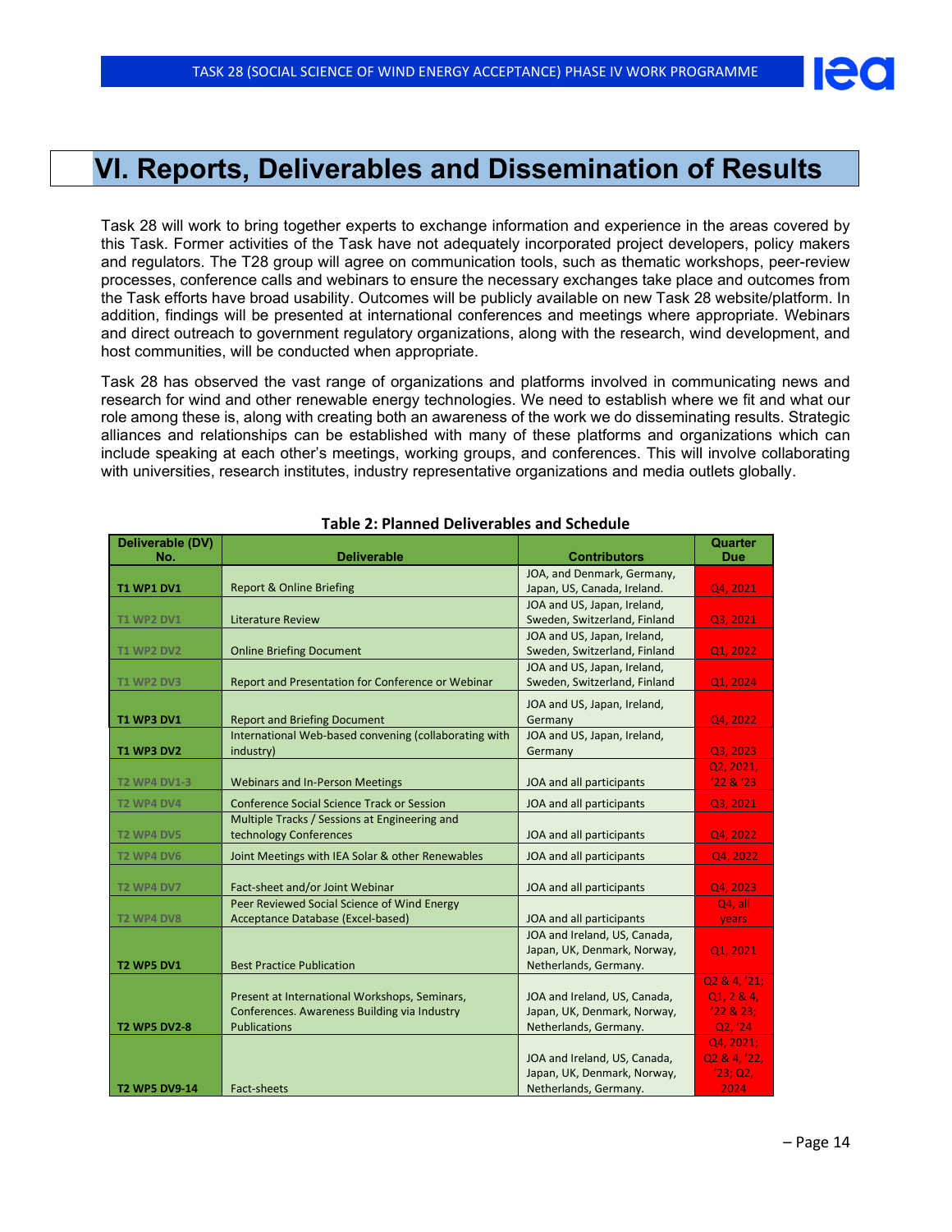# VI. Reports, Deliverables and Dissemination of Results

Task 28 will work to bring together experts to exchange information and experience in the areas covered by this Task. Former activities of the Task have not adequately incorporated project developers, policy makers and regulators. The T28 group will agree on communication tools, such as thematic workshops, peer-review processes, conference calls and webinars to ensure the necessary exchanges take place and outcomes from the Task efforts have broad usability. Outcomes will be publicly available on new Task 28 website/platform. In addition, findings will be presented at international conferences and meetings where appropriate. Webinars and direct outreach to government regulatory organizations, along with the research, wind development, and host communities, will be conducted when appropriate.

Task 28 has observed the vast range of organizations and platforms involved in communicating news and research for wind and other renewable energy technologies. We need to establish where we fit and what our role among these is, along with creating both an awareness of the work we do disseminating results. Strategic alliances and relationships can be established with many of these platforms and organizations which can include speaking at each other's meetings, working groups, and conferences. This will involve collaborating with universities, research institutes, industry representative organizations and media outlets globally.

**Table 2: Planned Deliverables and Schedule**

| Deliverable (DV) No. | Deliverable | Contributors | Quarter Due |
|---|---|---|---|
| T1 WP1 DV1 | Report & Online Briefing | JOA, and Denmark, Germany, Japan, US, Canada, Ireland. | Q4, 2021 |
| T1 WP2 DV1 | Literature Review | JOA and US, Japan, Ireland, Sweden, Switzerland, Finland | Q3, 2021 |
| T1 WP2 DV2 | Online Briefing Document | JOA and US, Japan, Ireland, Sweden, Switzerland, Finland | Q1, 2022 |
| T1 WP2 DV3 | Report and Presentation for Conference or Webinar | JOA and US, Japan, Ireland, Sweden, Switzerland, Finland | Q1, 2024 |
| T1 WP3 DV1 | Report and Briefing Document | JOA and US, Japan, Ireland, Germany | Q4, 2022 |
| T1 WP3 DV2 | International Web-based convening (collaborating with industry) | JOA and US, Japan, Ireland, Germany | Q3, 2023 |
| T2 WP4 DV1-3 | Webinars and In-Person Meetings | JOA and all participants | Q2, 2021, '22 & '23 |
| T2 WP4 DV4 | Conference Social Science Track or Session | JOA and all participants | Q3, 2021 |
| T2 WP4 DV5 | Multiple Tracks / Sessions at Engineering and technology Conferences | JOA and all participants | Q4, 2022 |
| T2 WP4 DV6 | Joint Meetings with IEA Solar & other Renewables | JOA and all participants | Q4, 2022 |
| T2 WP4 DV7 | Fact-sheet and/or Joint Webinar | JOA and all participants | Q4, 2023 |
| T2 WP4 DV8 | Peer Reviewed Social Science of Wind Energy Acceptance Database (Excel-based) | JOA and all participants | Q4, all years |
| T2 WP5 DV1 | Best Practice Publication | JOA and Ireland, US, Canada, Japan, UK, Denmark, Norway, Netherlands, Germany. | Q1, 2021 |
| T2 WP5 DV2-8 | Present at International Workshops, Seminars, Conferences. Awareness Building via Industry Publications | JOA and Ireland, US, Canada, Japan, UK, Denmark, Norway, Netherlands, Germany. | Q2 & 4, '21; Q1, 2 & 4, '22 & 23; Q2, '24 |
| T2 WP5 DV9-14 | Fact-sheets | JOA and Ireland, US, Canada, Japan, UK, Denmark, Norway, Netherlands, Germany. | Q4, 2021; Q2 & 4, '22, '23; Q2, 2024 |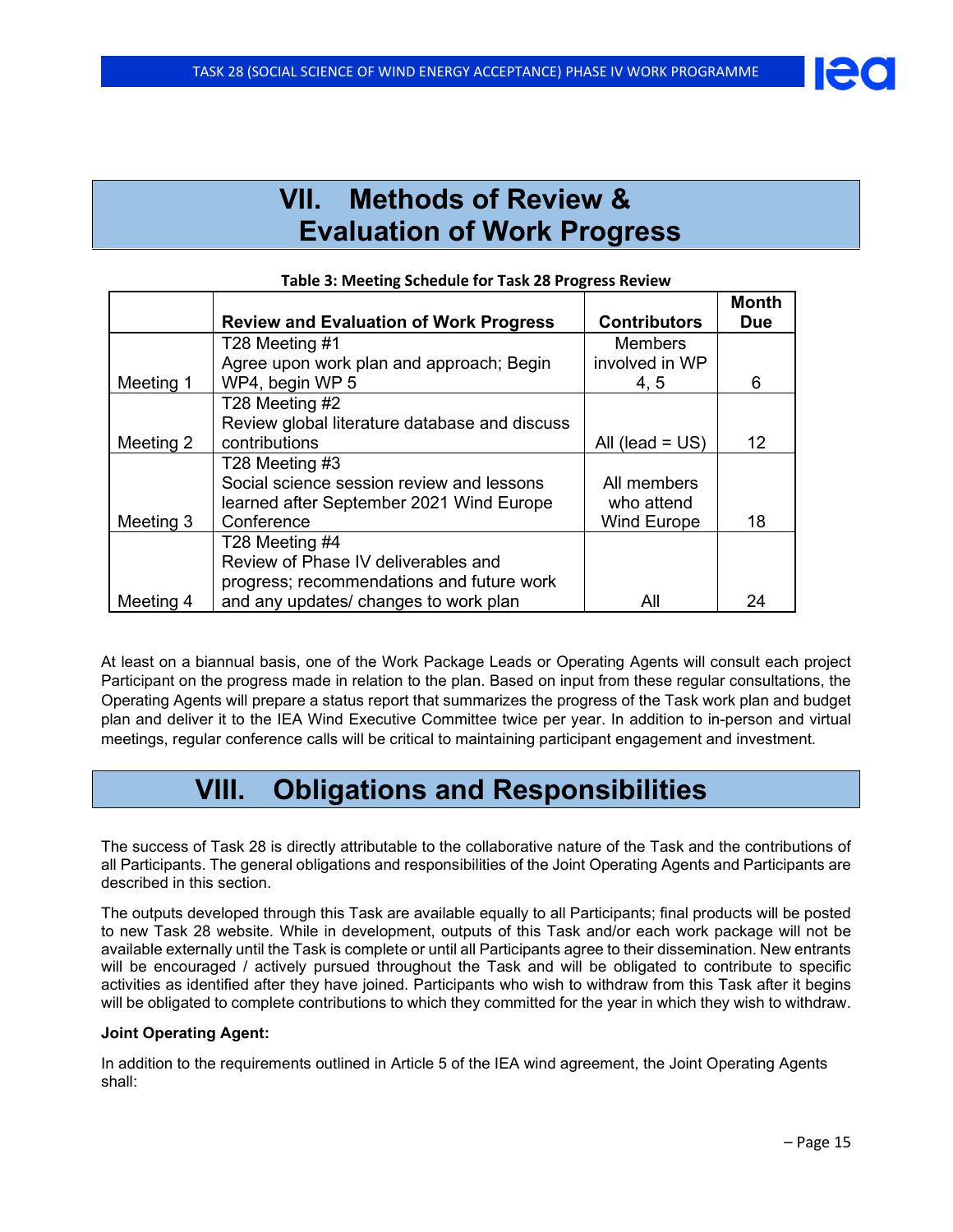# VII. Methods of Review & Evaluation of Work Progress

**Table 3: Meeting Schedule for Task 28 Progress Review**

| | Review and Evaluation of Work Progress | Contributors | Month Due |
|---|---|---|---|
| Meeting 1 | T28 Meeting #1<br>Agree upon work plan and approach; Begin WP4, begin WP 5 | Members involved in WP 4, 5 | 6 |
| Meeting 2 | T28 Meeting #2<br>Review global literature database and discuss contributions | All (lead = US) | 12 |
| Meeting 3 | T28 Meeting #3<br>Social science session review and lessons learned after September 2021 Wind Europe Conference | All members who attend Wind Europe | 18 |
| Meeting 4 | T28 Meeting #4<br>Review of Phase IV deliverables and progress; recommendations and future work and any updates/ changes to work plan | All | 24 |

At least on a biannual basis, one of the Work Package Leads or Operating Agents will consult each project Participant on the progress made in relation to the plan. Based on input from these regular consultations, the Operating Agents will prepare a status report that summarizes the progress of the Task work plan and budget plan and deliver it to the IEA Wind Executive Committee twice per year. In addition to in-person and virtual meetings, regular conference calls will be critical to maintaining participant engagement and investment.

# VIII. Obligations and Responsibilities

The success of Task 28 is directly attributable to the collaborative nature of the Task and the contributions of all Participants. The general obligations and responsibilities of the Joint Operating Agents and Participants are described in this section.

The outputs developed through this Task are available equally to all Participants; final products will be posted to new Task 28 website. While in development, outputs of this Task and/or each work package will not be available externally until the Task is complete or until all Participants agree to their dissemination. New entrants will be encouraged / actively pursued throughout the Task and will be obligated to contribute to specific activities as identified after they have joined. Participants who wish to withdraw from this Task after it begins will be obligated to complete contributions to which they committed for the year in which they wish to withdraw.

**Joint Operating Agent:**

In addition to the requirements outlined in Article 5 of the IEA wind agreement, the Joint Operating Agents shall: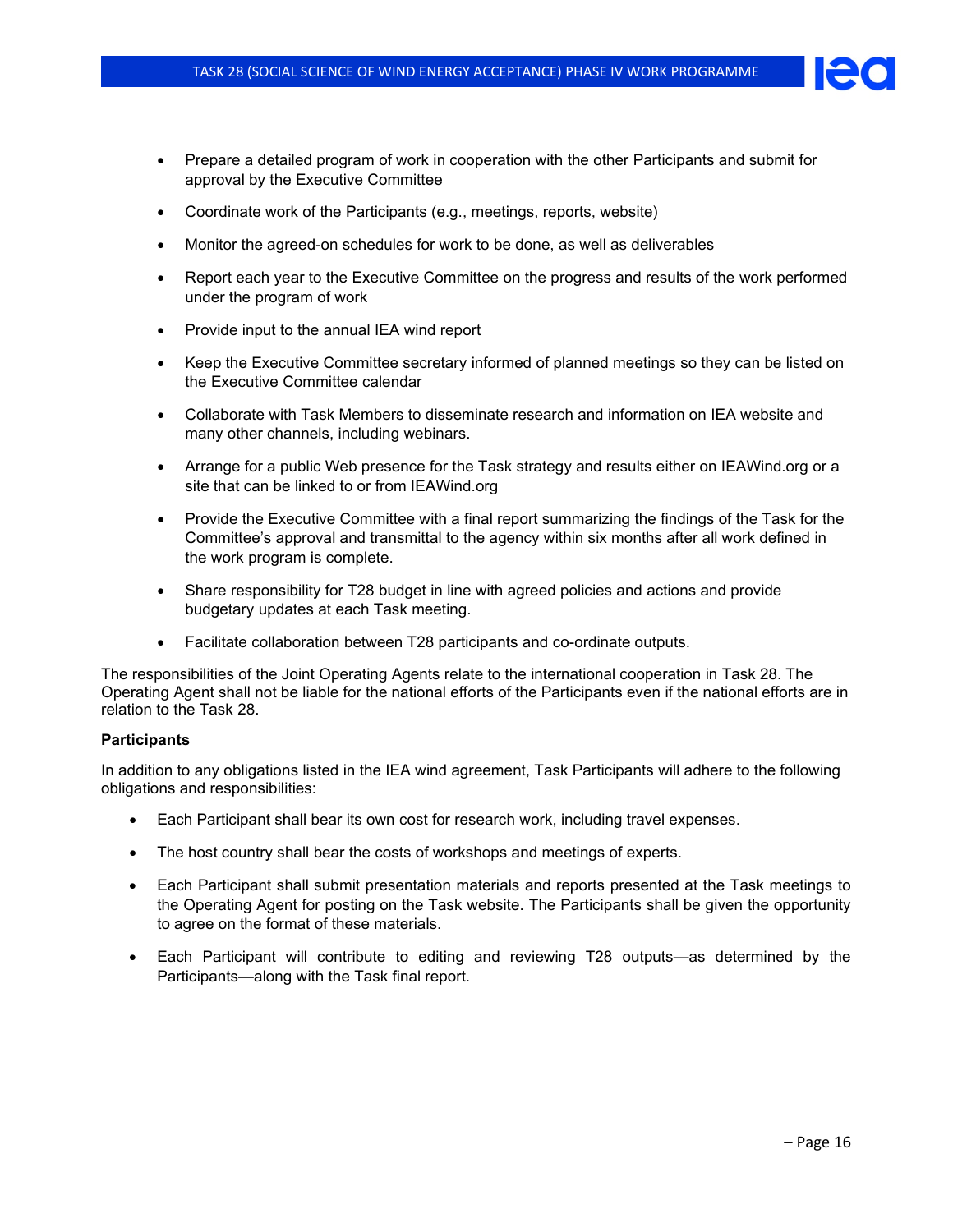- Prepare a detailed program of work in cooperation with the other Participants and submit for approval by the Executive Committee
- Coordinate work of the Participants (e.g., meetings, reports, website)
- Monitor the agreed-on schedules for work to be done, as well as deliverables
- Report each year to the Executive Committee on the progress and results of the work performed under the program of work
- Provide input to the annual IEA wind report
- Keep the Executive Committee secretary informed of planned meetings so they can be listed on the Executive Committee calendar
- Collaborate with Task Members to disseminate research and information on IEA website and many other channels, including webinars.
- Arrange for a public Web presence for the Task strategy and results either on IEAWind.org or a site that can be linked to or from IEAWind.org
- Provide the Executive Committee with a final report summarizing the findings of the Task for the Committee's approval and transmittal to the agency within six months after all work defined in the work program is complete.
- Share responsibility for T28 budget in line with agreed policies and actions and provide budgetary updates at each Task meeting.
- Facilitate collaboration between T28 participants and co-ordinate outputs.

The responsibilities of the Joint Operating Agents relate to the international cooperation in Task 28. The Operating Agent shall not be liable for the national efforts of the Participants even if the national efforts are in relation to the Task 28.

**Participants**

In addition to any obligations listed in the IEA wind agreement, Task Participants will adhere to the following obligations and responsibilities:

- Each Participant shall bear its own cost for research work, including travel expenses.
- The host country shall bear the costs of workshops and meetings of experts.
- Each Participant shall submit presentation materials and reports presented at the Task meetings to the Operating Agent for posting on the Task website. The Participants shall be given the opportunity to agree on the format of these materials.
- Each Participant will contribute to editing and reviewing T28 outputs—as determined by the Participants—along with the Task final report.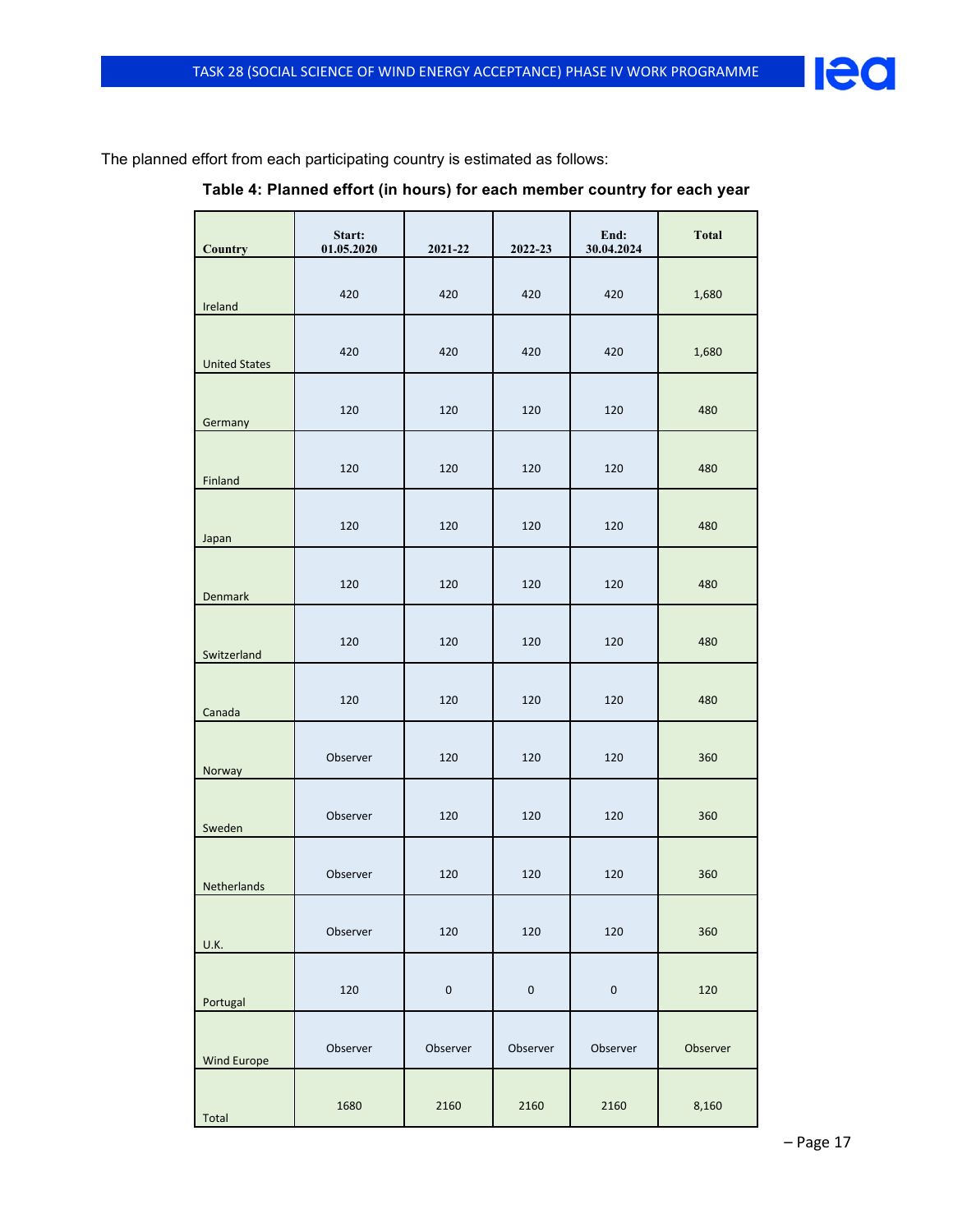The planned effort from each participating country is estimated as follows:

**Table 4: Planned effort (in hours) for each member country for each year**

| Country | Start: 01.05.2020 | 2021-22 | 2022-23 | End: 30.04.2024 | Total |
|---|---|---|---|---|---|
| Ireland | 420 | 420 | 420 | 420 | 1,680 |
| United States | 420 | 420 | 420 | 420 | 1,680 |
| Germany | 120 | 120 | 120 | 120 | 480 |
| Finland | 120 | 120 | 120 | 120 | 480 |
| Japan | 120 | 120 | 120 | 120 | 480 |
| Denmark | 120 | 120 | 120 | 120 | 480 |
| Switzerland | 120 | 120 | 120 | 120 | 480 |
| Canada | 120 | 120 | 120 | 120 | 480 |
| Norway | Observer | 120 | 120 | 120 | 360 |
| Sweden | Observer | 120 | 120 | 120 | 360 |
| Netherlands | Observer | 120 | 120 | 120 | 360 |
| U.K. | Observer | 120 | 120 | 120 | 360 |
| Portugal | 120 | 0 | 0 | 0 | 120 |
| Wind Europe | Observer | Observer | Observer | Observer | Observer |
| Total | 1680 | 2160 | 2160 | 2160 | 8,160 |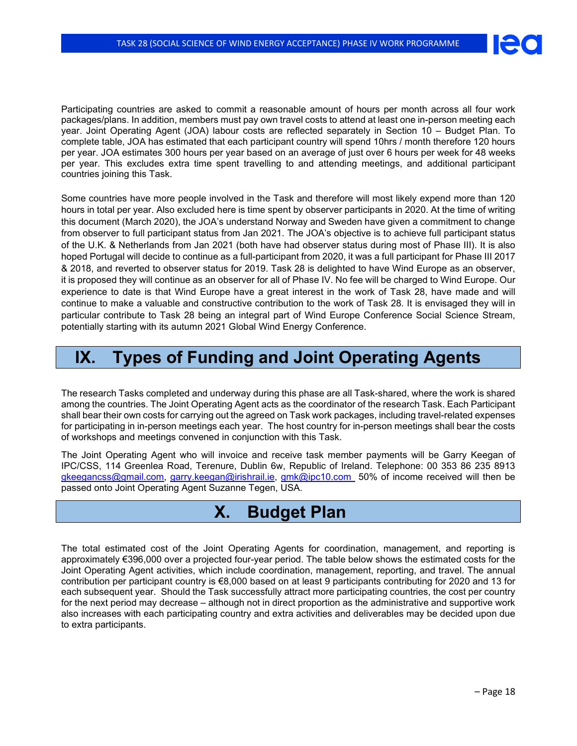Participating countries are asked to commit a reasonable amount of hours per month across all four work packages/plans. In addition, members must pay own travel costs to attend at least one in-person meeting each year. Joint Operating Agent (JOA) labour costs are reflected separately in Section 10 – Budget Plan. To complete table, JOA has estimated that each participant country will spend 10hrs / month therefore 120 hours per year. JOA estimates 300 hours per year based on an average of just over 6 hours per week for 48 weeks per year. This excludes extra time spent travelling to and attending meetings, and additional participant countries joining this Task.

Some countries have more people involved in the Task and therefore will most likely expend more than 120 hours in total per year. Also excluded here is time spent by observer participants in 2020. At the time of writing this document (March 2020), the JOA's understand Norway and Sweden have given a commitment to change from observer to full participant status from Jan 2021. The JOA's objective is to achieve full participant status of the U.K. & Netherlands from Jan 2021 (both have had observer status during most of Phase III). It is also hoped Portugal will decide to continue as a full-participant from 2020, it was a full participant for Phase III 2017 & 2018, and reverted to observer status for 2019. Task 28 is delighted to have Wind Europe as an observer, it is proposed they will continue as an observer for all of Phase IV. No fee will be charged to Wind Europe. Our experience to date is that Wind Europe have a great interest in the work of Task 28, have made and will continue to make a valuable and constructive contribution to the work of Task 28. It is envisaged they will in particular contribute to Task 28 being an integral part of Wind Europe Conference Social Science Stream, potentially starting with its autumn 2021 Global Wind Energy Conference.

# IX. Types of Funding and Joint Operating Agents

The research Tasks completed and underway during this phase are all Task-shared, where the work is shared among the countries. The Joint Operating Agent acts as the coordinator of the research Task. Each Participant shall bear their own costs for carrying out the agreed on Task work packages, including travel-related expenses for participating in in-person meetings each year. The host country for in-person meetings shall bear the costs of workshops and meetings convened in conjunction with this Task.

The Joint Operating Agent who will invoice and receive task member payments will be Garry Keegan of IPC/CSS, 114 Greenlea Road, Terenure, Dublin 6w, Republic of Ireland. Telephone: 00 353 86 235 8913 gkeegancss@gmail.com, garry.keegan@irishrail.ie, gmk@ipc10.com 50% of income received will then be passed onto Joint Operating Agent Suzanne Tegen, USA.

# X. Budget Plan

The total estimated cost of the Joint Operating Agents for coordination, management, and reporting is approximately €396,000 over a projected four-year period. The table below shows the estimated costs for the Joint Operating Agent activities, which include coordination, management, reporting, and travel. The annual contribution per participant country is €8,000 based on at least 9 participants contributing for 2020 and 13 for each subsequent year. Should the Task successfully attract more participating countries, the cost per country for the next period may decrease – although not in direct proportion as the administrative and supportive work also increases with each participating country and extra activities and deliverables may be decided upon due to extra participants.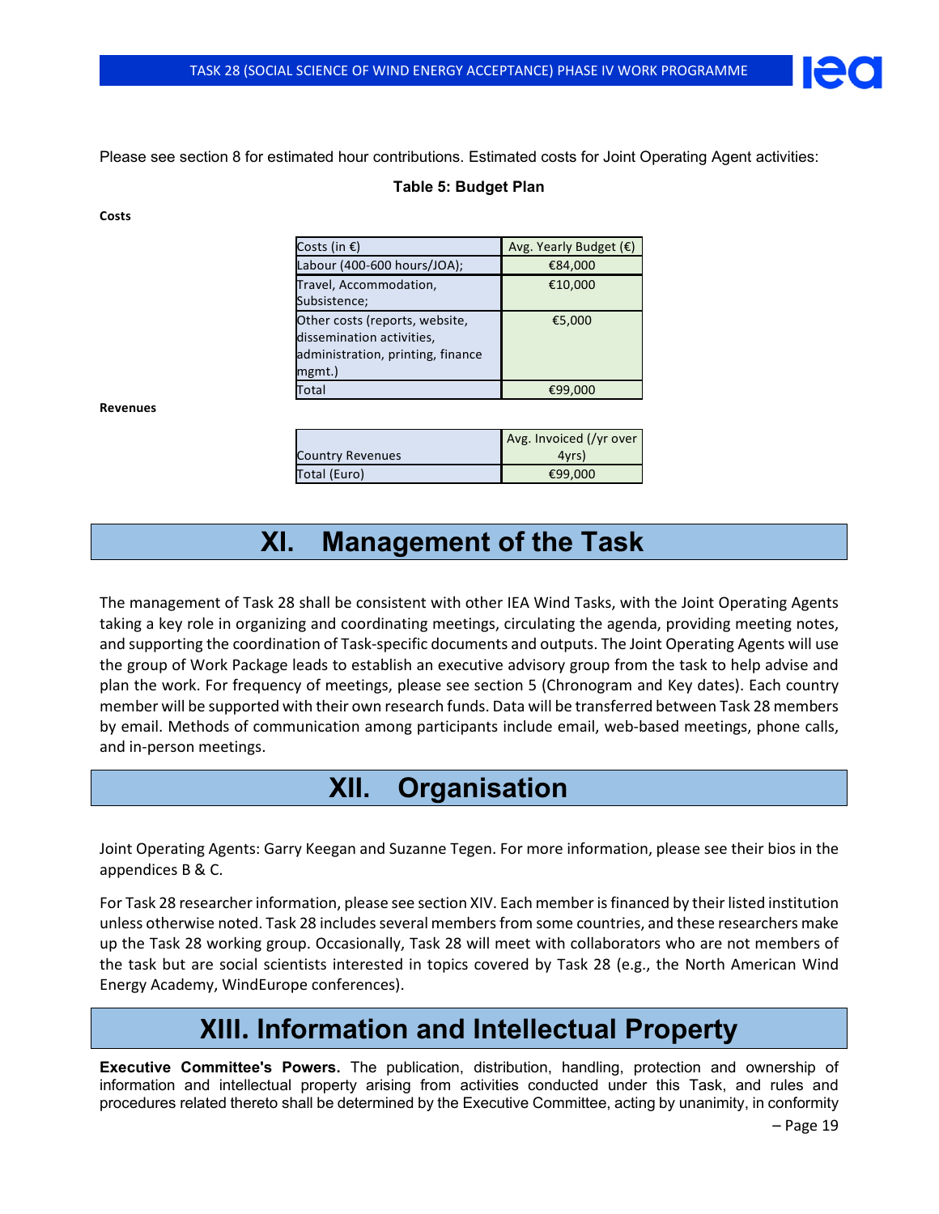Please see section 8 for estimated hour contributions. Estimated costs for Joint Operating Agent activities:

**Table 5: Budget Plan**

**Costs**

| Costs (in €) | Avg. Yearly Budget (€) |
|---|---|
| Labour (400-600 hours/JOA); | €84,000 |
| Travel, Accommodation, Subsistence; | €10,000 |
| Other costs (reports, website, dissemination activities, administration, printing, finance mgmt.) | €5,000 |
| Total | €99,000 |

**Revenues**

| Country Revenues | Avg. Invoiced (/yr over 4yrs) |
|---|---|
| Total (Euro) | €99,000 |

# XI. Management of the Task

The management of Task 28 shall be consistent with other IEA Wind Tasks, with the Joint Operating Agents taking a key role in organizing and coordinating meetings, circulating the agenda, providing meeting notes, and supporting the coordination of Task-specific documents and outputs. The Joint Operating Agents will use the group of Work Package leads to establish an executive advisory group from the task to help advise and plan the work. For frequency of meetings, please see section 5 (Chronogram and Key dates). Each country member will be supported with their own research funds. Data will be transferred between Task 28 members by email. Methods of communication among participants include email, web-based meetings, phone calls, and in-person meetings.

# XII. Organisation

Joint Operating Agents: Garry Keegan and Suzanne Tegen. For more information, please see their bios in the appendices B & C.

For Task 28 researcher information, please see section XIV. Each member is financed by their listed institution unless otherwise noted. Task 28 includes several members from some countries, and these researchers make up the Task 28 working group. Occasionally, Task 28 will meet with collaborators who are not members of the task but are social scientists interested in topics covered by Task 28 (e.g., the North American Wind Energy Academy, WindEurope conferences).

# XIII. Information and Intellectual Property

**Executive Committee's Powers.** The publication, distribution, handling, protection and ownership of information and intellectual property arising from activities conducted under this Task, and rules and procedures related thereto shall be determined by the Executive Committee, acting by unanimity, in conformity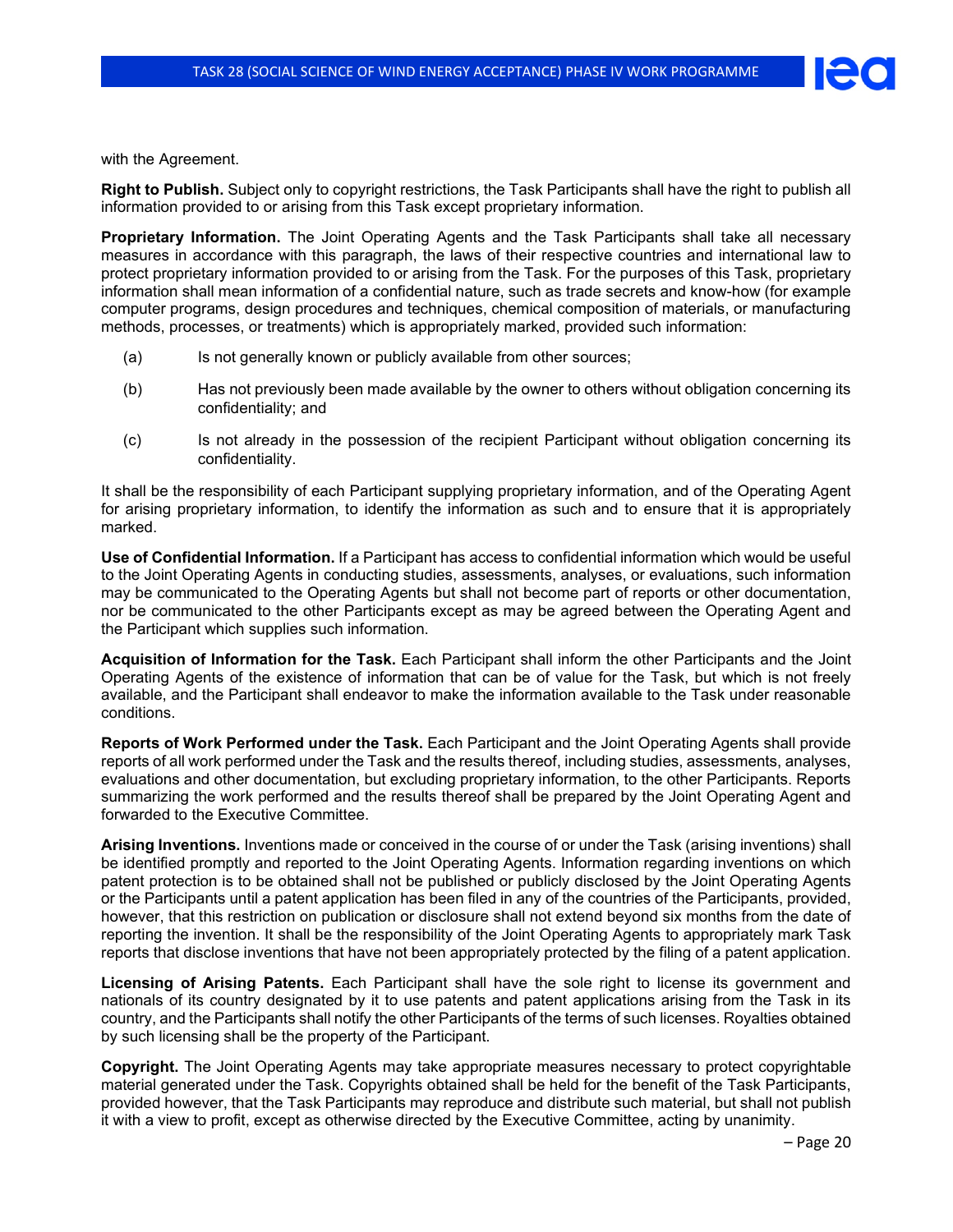with the Agreement.

**Right to Publish.** Subject only to copyright restrictions, the Task Participants shall have the right to publish all information provided to or arising from this Task except proprietary information.

**Proprietary Information.** The Joint Operating Agents and the Task Participants shall take all necessary measures in accordance with this paragraph, the laws of their respective countries and international law to protect proprietary information provided to or arising from the Task. For the purposes of this Task, proprietary information shall mean information of a confidential nature, such as trade secrets and know-how (for example computer programs, design procedures and techniques, chemical composition of materials, or manufacturing methods, processes, or treatments) which is appropriately marked, provided such information:

(a) Is not generally known or publicly available from other sources;

(b) Has not previously been made available by the owner to others without obligation concerning its confidentiality; and

(c) Is not already in the possession of the recipient Participant without obligation concerning its confidentiality.

It shall be the responsibility of each Participant supplying proprietary information, and of the Operating Agent for arising proprietary information, to identify the information as such and to ensure that it is appropriately marked.

**Use of Confidential Information.** If a Participant has access to confidential information which would be useful to the Joint Operating Agents in conducting studies, assessments, analyses, or evaluations, such information may be communicated to the Operating Agents but shall not become part of reports or other documentation, nor be communicated to the other Participants except as may be agreed between the Operating Agent and the Participant which supplies such information.

**Acquisition of Information for the Task.** Each Participant shall inform the other Participants and the Joint Operating Agents of the existence of information that can be of value for the Task, but which is not freely available, and the Participant shall endeavor to make the information available to the Task under reasonable conditions.

**Reports of Work Performed under the Task.** Each Participant and the Joint Operating Agents shall provide reports of all work performed under the Task and the results thereof, including studies, assessments, analyses, evaluations and other documentation, but excluding proprietary information, to the other Participants. Reports summarizing the work performed and the results thereof shall be prepared by the Joint Operating Agent and forwarded to the Executive Committee.

**Arising Inventions.** Inventions made or conceived in the course of or under the Task (arising inventions) shall be identified promptly and reported to the Joint Operating Agents. Information regarding inventions on which patent protection is to be obtained shall not be published or publicly disclosed by the Joint Operating Agents or the Participants until a patent application has been filed in any of the countries of the Participants, provided, however, that this restriction on publication or disclosure shall not extend beyond six months from the date of reporting the invention. It shall be the responsibility of the Joint Operating Agents to appropriately mark Task reports that disclose inventions that have not been appropriately protected by the filing of a patent application.

**Licensing of Arising Patents.** Each Participant shall have the sole right to license its government and nationals of its country designated by it to use patents and patent applications arising from the Task in its country, and the Participants shall notify the other Participants of the terms of such licenses. Royalties obtained by such licensing shall be the property of the Participant.

**Copyright.** The Joint Operating Agents may take appropriate measures necessary to protect copyrightable material generated under the Task. Copyrights obtained shall be held for the benefit of the Task Participants, provided however, that the Task Participants may reproduce and distribute such material, but shall not publish it with a view to profit, except as otherwise directed by the Executive Committee, acting by unanimity.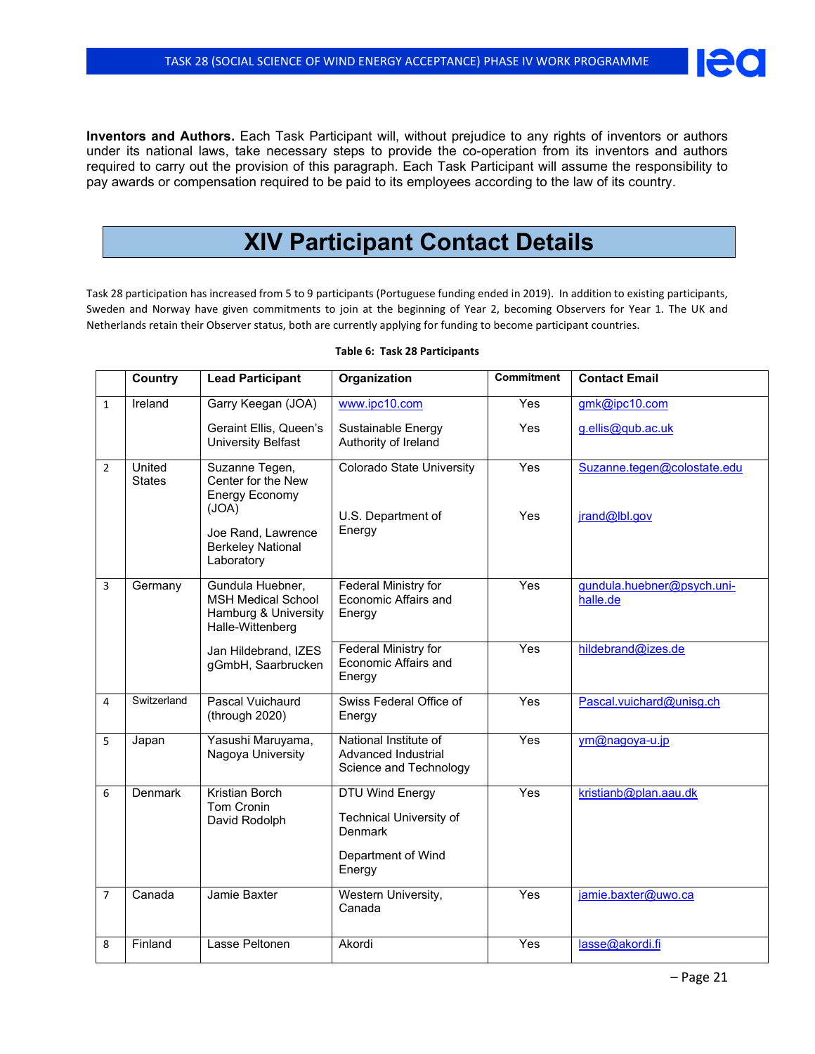**Inventors and Authors.** Each Task Participant will, without prejudice to any rights of inventors or authors under its national laws, take necessary steps to provide the co-operation from its inventors and authors required to carry out the provision of this paragraph. Each Task Participant will assume the responsibility to pay awards or compensation required to be paid to its employees according to the law of its country.

# XIV Participant Contact Details

Task 28 participation has increased from 5 to 9 participants (Portuguese funding ended in 2019). In addition to existing participants, Sweden and Norway have given commitments to join at the beginning of Year 2, becoming Observers for Year 1. The UK and Netherlands retain their Observer status, both are currently applying for funding to become participant countries.

**Table 6: Task 28 Participants**

| | Country | Lead Participant | Organization | Commitment | Contact Email |
|---|---|---|---|---|---|
| 1 | Ireland | Garry Keegan (JOA) | www.ipc10.com | Yes | gmk@ipc10.com |
| | | Geraint Ellis, Queen's University Belfast | Sustainable Energy Authority of Ireland | Yes | g.ellis@qub.ac.uk |
| 2 | United States | Suzanne Tegen, Center for the New Energy Economy (JOA) | Colorado State University | Yes | Suzanne.tegen@colostate.edu |
| | | Joe Rand, Lawrence Berkeley National Laboratory | U.S. Department of Energy | Yes | jrand@lbl.gov |
| 3 | Germany | Gundula Huebner, MSH Medical School Hamburg & University Halle-Wittenberg | Federal Ministry for Economic Affairs and Energy | Yes | gundula.huebner@psych.uni-halle.de |
| | | Jan Hildebrand, IZES gGmbH, Saarbrucken | Federal Ministry for Economic Affairs and Energy | Yes | hildebrand@izes.de |
| 4 | Switzerland | Pascal Vuichaurd (through 2020) | Swiss Federal Office of Energy | Yes | Pascal.vuichard@unisg.ch |
| 5 | Japan | Yasushi Maruyama, Nagoya University | National Institute of Advanced Industrial Science and Technology | Yes | ym@nagoya-u.jp |
| 6 | Denmark | Kristian Borch<br>Tom Cronin<br>David Rodolph | DTU Wind Energy<br>Technical University of Denmark<br>Department of Wind Energy | Yes | kristianb@plan.aau.dk |
| 7 | Canada | Jamie Baxter | Western University, Canada | Yes | jamie.baxter@uwo.ca |
| 8 | Finland | Lasse Peltonen | Akordi | Yes | lasse@akordi.fi |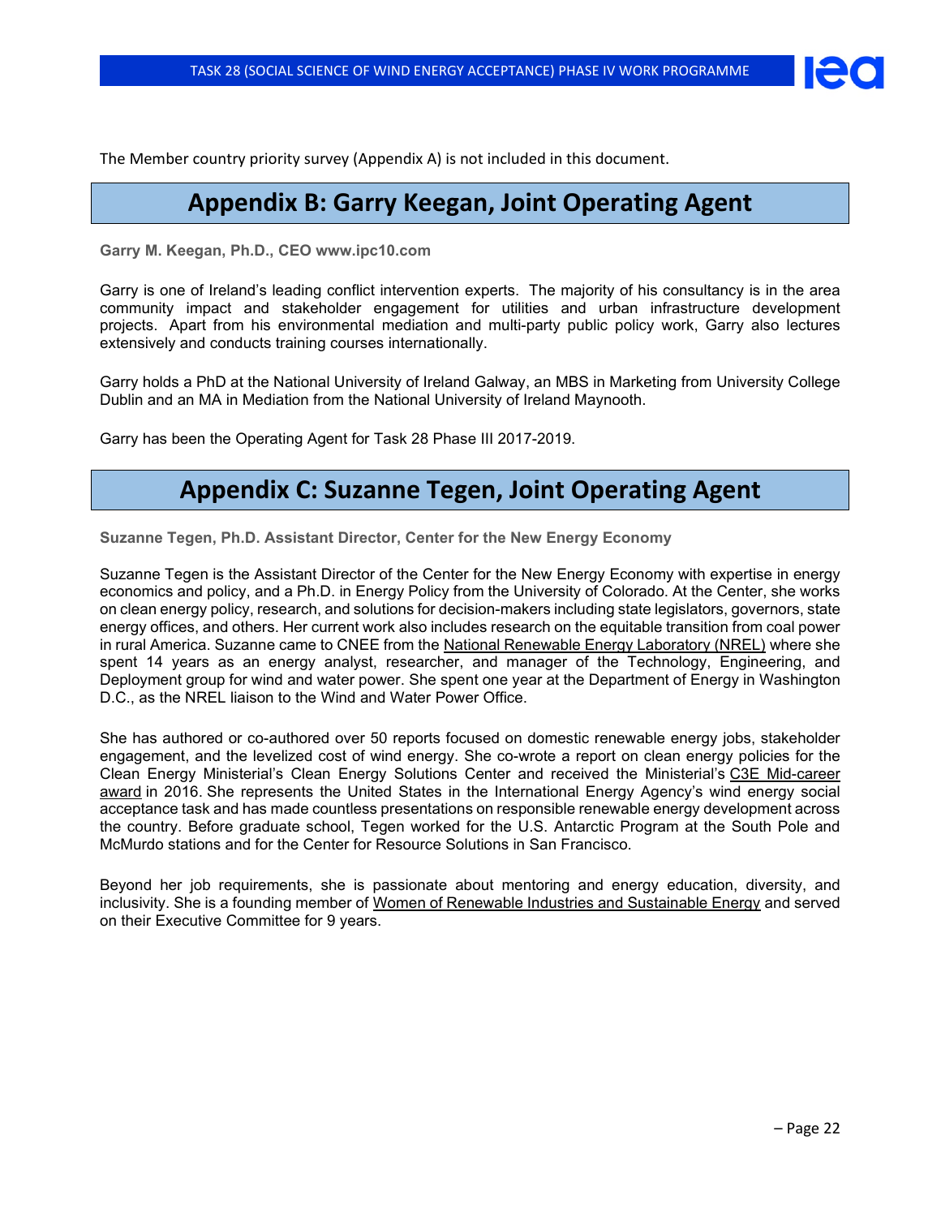The Member country priority survey (Appendix A) is not included in this document.

# Appendix B: Garry Keegan, Joint Operating Agent

**Garry M. Keegan, Ph.D., CEO www.ipc10.com**

Garry is one of Ireland's leading conflict intervention experts. The majority of his consultancy is in the area community impact and stakeholder engagement for utilities and urban infrastructure development projects. Apart from his environmental mediation and multi-party public policy work, Garry also lectures extensively and conducts training courses internationally.

Garry holds a PhD at the National University of Ireland Galway, an MBS in Marketing from University College Dublin and an MA in Mediation from the National University of Ireland Maynooth.

Garry has been the Operating Agent for Task 28 Phase III 2017-2019.

# Appendix C: Suzanne Tegen, Joint Operating Agent

**Suzanne Tegen, Ph.D. Assistant Director, Center for the New Energy Economy**

Suzanne Tegen is the Assistant Director of the Center for the New Energy Economy with expertise in energy economics and policy, and a Ph.D. in Energy Policy from the University of Colorado. At the Center, she works on clean energy policy, research, and solutions for decision-makers including state legislators, governors, state energy offices, and others. Her current work also includes research on the equitable transition from coal power in rural America. Suzanne came to CNEE from the National Renewable Energy Laboratory (NREL) where she spent 14 years as an energy analyst, researcher, and manager of the Technology, Engineering, and Deployment group for wind and water power. She spent one year at the Department of Energy in Washington D.C., as the NREL liaison to the Wind and Water Power Office.

She has authored or co-authored over 50 reports focused on domestic renewable energy jobs, stakeholder engagement, and the levelized cost of wind energy. She co-wrote a report on clean energy policies for the Clean Energy Ministerial's Clean Energy Solutions Center and received the Ministerial's C3E Mid-career award in 2016. She represents the United States in the International Energy Agency's wind energy social acceptance task and has made countless presentations on responsible renewable energy development across the country. Before graduate school, Tegen worked for the U.S. Antarctic Program at the South Pole and McMurdo stations and for the Center for Resource Solutions in San Francisco.

Beyond her job requirements, she is passionate about mentoring and energy education, diversity, and inclusivity. She is a founding member of Women of Renewable Industries and Sustainable Energy and served on their Executive Committee for 9 years.